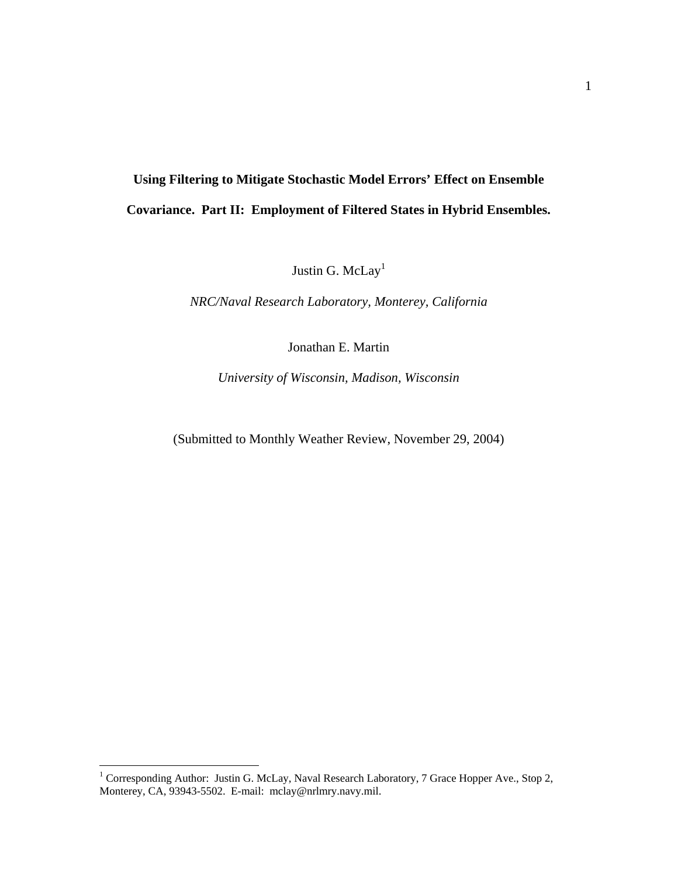# Using Filtering to Mitigate Stochastic Model Errors' Effect on Ensemble Covariance. Part II: Employment of Filtered States in Hybrid Ensembles.

Justin G. McLay[1]

*NRC/Naval Research Laboratory, Monterey, California*

Jonathan E. Martin

*University of Wisconsin, Madison, Wisconsin*

(Submitted to Monthly Weather Review, November 29, 2004)

---

[1] Corresponding Author: Justin G. McLay, Naval Research Laboratory, 7 Grace Hopper Ave., Stop 2, Monterey, CA, 93943-5502. E-mail: mclay@nrlmry.navy.mil.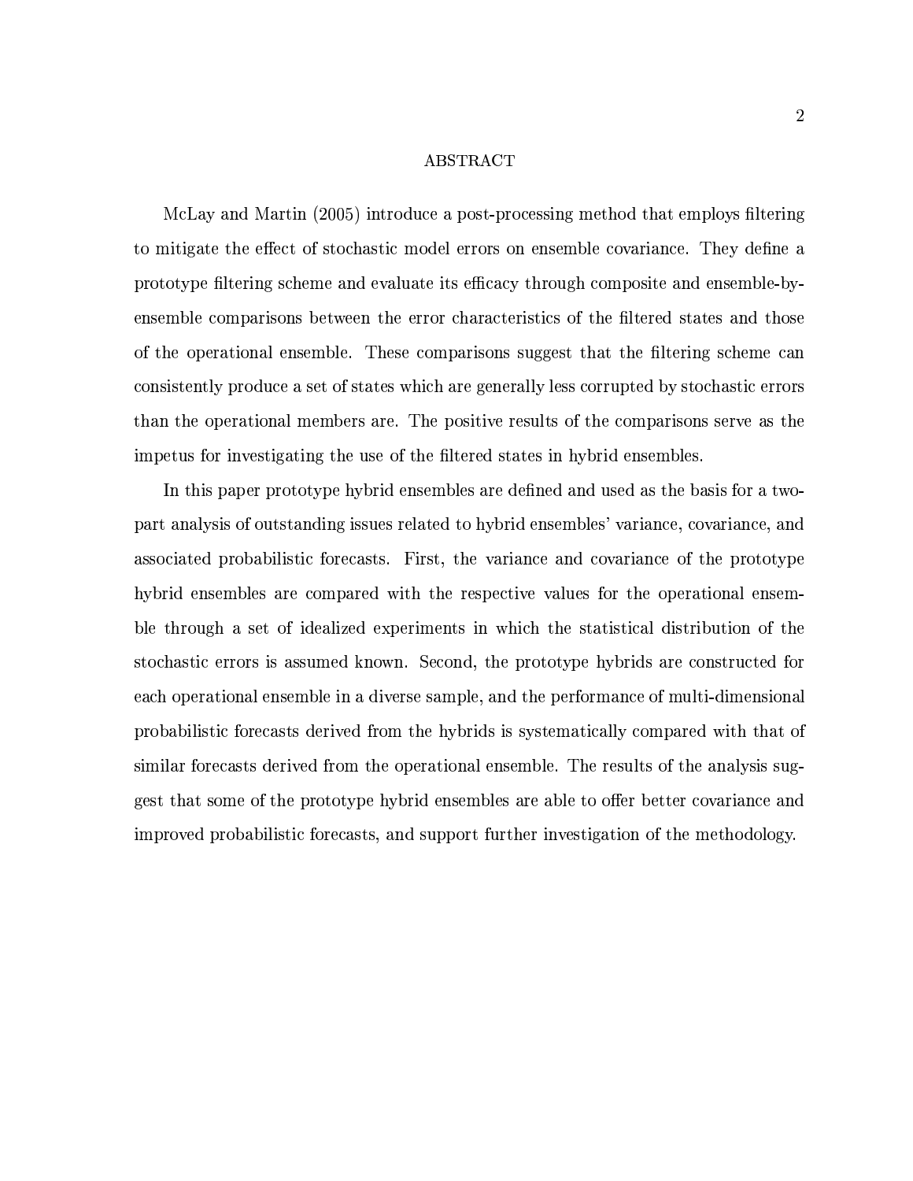# ABSTRACT

McLay and Martin (2005) introduce a post-processing method that employs filtering to mitigate the effect of stochastic model errors on ensemble covariance. They define a prototype filtering scheme and evaluate its efficacy through composite and ensemble-by-ensemble comparisons between the error characteristics of the filtered states and those of the operational ensemble. These comparisons suggest that the filtering scheme can consistently produce a set of states which are generally less corrupted by stochastic errors than the operational members are. The positive results of the comparisons serve as the impetus for investigating the use of the filtered states in hybrid ensembles.

In this paper prototype hybrid ensembles are defined and used as the basis for a two-part analysis of outstanding issues related to hybrid ensembles' variance, covariance, and associated probabilistic forecasts. First, the variance and covariance of the prototype hybrid ensembles are compared with the respective values for the operational ensemble through a set of idealized experiments in which the statistical distribution of the stochastic errors is assumed known. Second, the prototype hybrids are constructed for each operational ensemble in a diverse sample, and the performance of multi-dimensional probabilistic forecasts derived from the hybrids is systematically compared with that of similar forecasts derived from the operational ensemble. The results of the analysis suggest that some of the prototype hybrid ensembles are able to offer better covariance and improved probabilistic forecasts, and support further investigation of the methodology.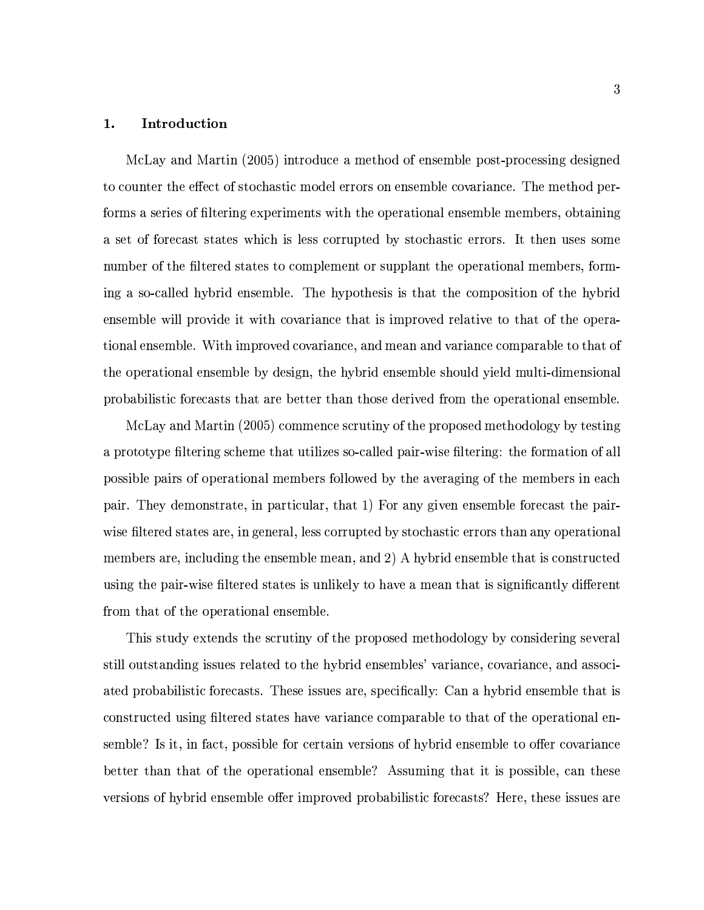## 1. Introduction

McLay and Martin (2005) introduce a method of ensemble post-processing designed to counter the effect of stochastic model errors on ensemble covariance. The method performs a series of filtering experiments with the operational ensemble members, obtaining a set of forecast states which is less corrupted by stochastic errors. It then uses some number of the filtered states to complement or supplant the operational members, forming a so-called hybrid ensemble. The hypothesis is that the composition of the hybrid ensemble will provide it with covariance that is improved relative to that of the operational ensemble. With improved covariance, and mean and variance comparable to that of the operational ensemble by design, the hybrid ensemble should yield multi-dimensional probabilistic forecasts that are better than those derived from the operational ensemble.

McLay and Martin (2005) commence scrutiny of the proposed methodology by testing a prototype filtering scheme that utilizes so-called pair-wise filtering: the formation of all possible pairs of operational members followed by the averaging of the members in each pair. They demonstrate, in particular, that 1) For any given ensemble forecast the pair-wise filtered states are, in general, less corrupted by stochastic errors than any operational members are, including the ensemble mean, and 2) A hybrid ensemble that is constructed using the pair-wise filtered states is unlikely to have a mean that is significantly different from that of the operational ensemble.

This study extends the scrutiny of the proposed methodology by considering several still outstanding issues related to the hybrid ensembles' variance, covariance, and associated probabilistic forecasts. These issues are, specifically: Can a hybrid ensemble that is constructed using filtered states have variance comparable to that of the operational ensemble? Is it, in fact, possible for certain versions of hybrid ensemble to offer covariance better than that of the operational ensemble? Assuming that it is possible, can these versions of hybrid ensemble offer improved probabilistic forecasts? Here, these issues are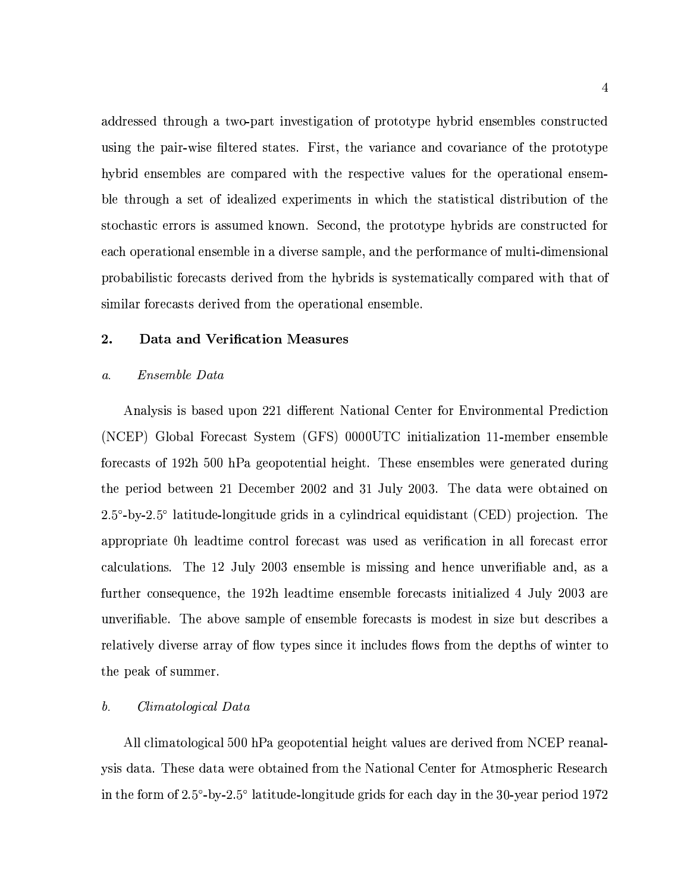addressed through a two-part investigation of prototype hybrid ensembles constructed using the pair-wise filtered states. First, the variance and covariance of the prototype hybrid ensembles are compared with the respective values for the operational ensemble through a set of idealized experiments in which the statistical distribution of the stochastic errors is assumed known. Second, the prototype hybrids are constructed for each operational ensemble in a diverse sample, and the performance of multi-dimensional probabilistic forecasts derived from the hybrids is systematically compared with that of similar forecasts derived from the operational ensemble.

## 2. Data and Verification Measures

### *a. Ensemble Data*

Analysis is based upon 221 different National Center for Environmental Prediction (NCEP) Global Forecast System (GFS) 0000UTC initialization 11-member ensemble forecasts of 192h 500 hPa geopotential height. These ensembles were generated during the period between 21 December 2002 and 31 July 2003. The data were obtained on 2.5°-by-2.5° latitude-longitude grids in a cylindrical equidistant (CED) projection. The appropriate 0h leadtime control forecast was used as verification in all forecast error calculations. The 12 July 2003 ensemble is missing and hence unverifiable and, as a further consequence, the 192h leadtime ensemble forecasts initialized 4 July 2003 are unverifiable. The above sample of ensemble forecasts is modest in size but describes a relatively diverse array of flow types since it includes flows from the depths of winter to the peak of summer.

### *b. Climatological Data*

All climatological 500 hPa geopotential height values are derived from NCEP reanalysis data. These data were obtained from the National Center for Atmospheric Research in the form of 2.5°-by-2.5° latitude-longitude grids for each day in the 30-year period 1972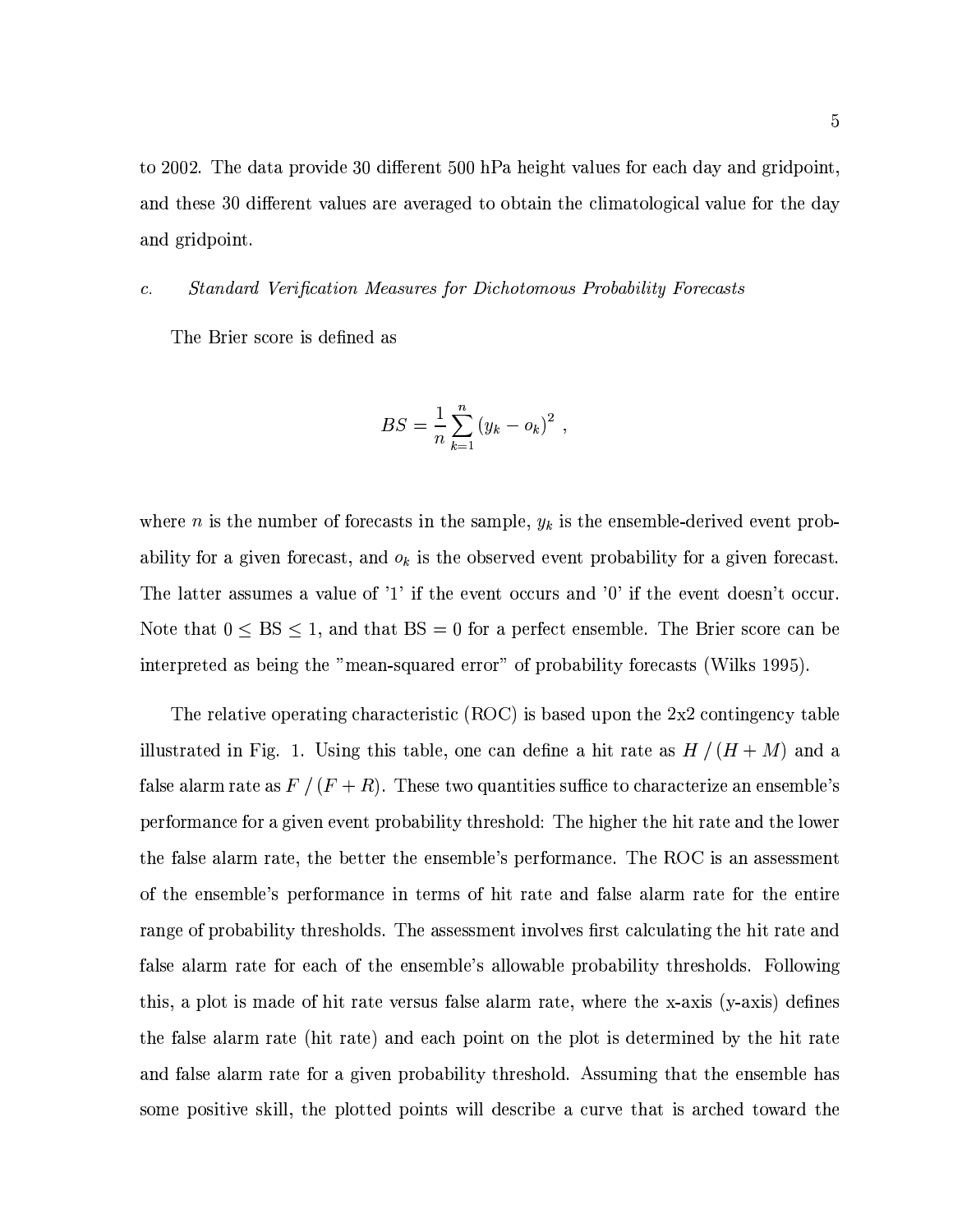to 2002. The data provide 30 different 500 hPa height values for each day and gridpoint, and these 30 different values are averaged to obtain the climatological value for the day and gridpoint.

### c. *Standard Verification Measures for Dichotomous Probability Forecasts*

The Brier score is defined as

$$BS = \frac{1}{n} \sum_{k=1}^{n} (y_k - o_k)^2 \ ,$$

where $n$ is the number of forecasts in the sample, $y_k$ is the ensemble-derived event probability for a given forecast, and $o_k$ is the observed event probability for a given forecast. The latter assumes a value of '1' if the event occurs and '0' if the event doesn't occur. Note that $0 \leq \text{BS} \leq 1$, and that $\text{BS} = 0$ for a perfect ensemble. The Brier score can be interpreted as being the "mean-squared error" of probability forecasts (Wilks 1995).

The relative operating characteristic (ROC) is based upon the 2x2 contingency table illustrated in Fig. 1. Using this table, one can define a hit rate as $H \,/\, (H + M)$ and a false alarm rate as $F \,/\, (F + R)$. These two quantities suffice to characterize an ensemble's performance for a given event probability threshold: The higher the hit rate and the lower the false alarm rate, the better the ensemble's performance. The ROC is an assessment of the ensemble's performance in terms of hit rate and false alarm rate for the entire range of probability thresholds. The assessment involves first calculating the hit rate and false alarm rate for each of the ensemble's allowable probability thresholds. Following this, a plot is made of hit rate versus false alarm rate, where the x-axis (y-axis) defines the false alarm rate (hit rate) and each point on the plot is determined by the hit rate and false alarm rate for a given probability threshold. Assuming that the ensemble has some positive skill, the plotted points will describe a curve that is arched toward the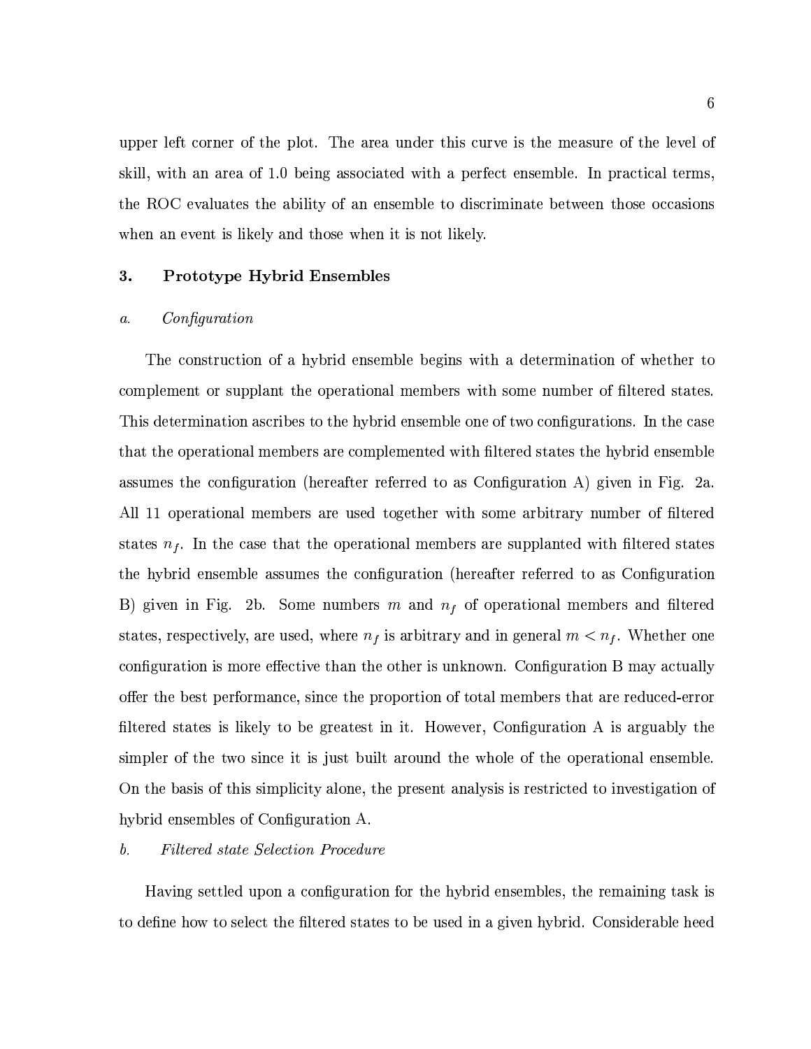upper left corner of the plot. The area under this curve is the measure of the level of skill, with an area of 1.0 being associated with a perfect ensemble. In practical terms, the ROC evaluates the ability of an ensemble to discriminate between those occasions when an event is likely and those when it is not likely.

## 3. Prototype Hybrid Ensembles

### *a. Configuration*

The construction of a hybrid ensemble begins with a determination of whether to complement or supplant the operational members with some number of filtered states. This determination ascribes to the hybrid ensemble one of two configurations. In the case that the operational members are complemented with filtered states the hybrid ensemble assumes the configuration (hereafter referred to as Configuration A) given in Fig. 2a. All 11 operational members are used together with some arbitrary number of filtered states $n_f$. In the case that the operational members are supplanted with filtered states the hybrid ensemble assumes the configuration (hereafter referred to as Configuration B) given in Fig. 2b. Some numbers $m$ and $n_f$ of operational members and filtered states, respectively, are used, where $n_f$ is arbitrary and in general $m < n_f$. Whether one configuration is more effective than the other is unknown. Configuration B may actually offer the best performance, since the proportion of total members that are reduced-error filtered states is likely to be greatest in it. However, Configuration A is arguably the simpler of the two since it is just built around the whole of the operational ensemble. On the basis of this simplicity alone, the present analysis is restricted to investigation of hybrid ensembles of Configuration A.

### *b. Filtered state Selection Procedure*

Having settled upon a configuration for the hybrid ensembles, the remaining task is to define how to select the filtered states to be used in a given hybrid. Considerable heed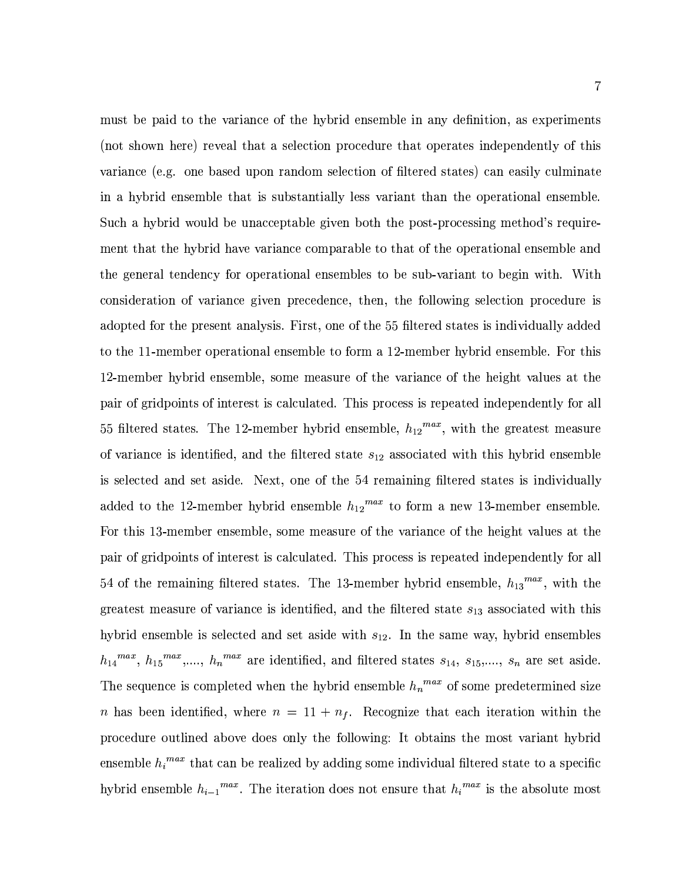must be paid to the variance of the hybrid ensemble in any definition, as experiments (not shown here) reveal that a selection procedure that operates independently of this variance (e.g. one based upon random selection of filtered states) can easily culminate in a hybrid ensemble that is substantially less variant than the operational ensemble. Such a hybrid would be unacceptable given both the post-processing method's requirement that the hybrid have variance comparable to that of the operational ensemble and the general tendency for operational ensembles to be sub-variant to begin with. With consideration of variance given precedence, then, the following selection procedure is adopted for the present analysis. First, one of the 55 filtered states is individually added to the 11-member operational ensemble to form a 12-member hybrid ensemble. For this 12-member hybrid ensemble, some measure of the variance of the height values at the pair of gridpoints of interest is calculated. This process is repeated independently for all 55 filtered states. The 12-member hybrid ensemble, ${h_{12}}^{max}$, with the greatest measure of variance is identified, and the filtered state $s_{12}$ associated with this hybrid ensemble is selected and set aside. Next, one of the 54 remaining filtered states is individually added to the 12-member hybrid ensemble ${h_{12}}^{max}$ to form a new 13-member ensemble. For this 13-member ensemble, some measure of the variance of the height values at the pair of gridpoints of interest is calculated. This process is repeated independently for all 54 of the remaining filtered states. The 13-member hybrid ensemble, ${h_{13}}^{max}$, with the greatest measure of variance is identified, and the filtered state $s_{13}$ associated with this hybrid ensemble is selected and set aside with $s_{12}$. In the same way, hybrid ensembles ${h_{14}}^{max}$, ${h_{15}}^{max}$,...., ${h_n}^{max}$ are identified, and filtered states $s_{14}$, $s_{15}$,...., $s_n$ are set aside. The sequence is completed when the hybrid ensemble ${h_n}^{max}$ of some predetermined size $n$ has been identified, where $n = 11 + n_f$. Recognize that each iteration within the procedure outlined above does only the following: It obtains the most variant hybrid ensemble ${h_i}^{max}$ that can be realized by adding some individual filtered state to a specific hybrid ensemble ${h_{i-1}}^{max}$. The iteration does not ensure that ${h_i}^{max}$ is the absolute most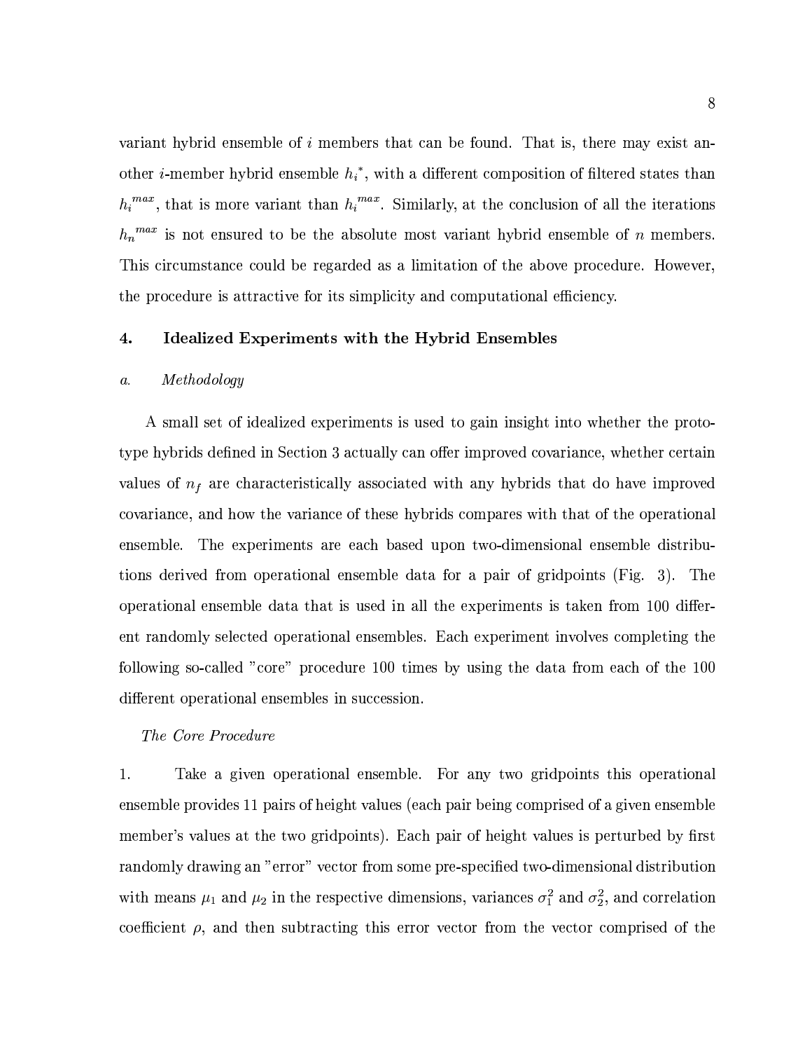variant hybrid ensemble of $i$ members that can be found. That is, there may exist another $i$-member hybrid ensemble $h_i{}^*$, with a different composition of filtered states than $h_i{}^{max}$, that is more variant than $h_i{}^{max}$. Similarly, at the conclusion of all the iterations $h_n{}^{max}$ is not ensured to be the absolute most variant hybrid ensemble of $n$ members. This circumstance could be regarded as a limitation of the above procedure. However, the procedure is attractive for its simplicity and computational efficiency.

## 4. Idealized Experiments with the Hybrid Ensembles

### *a. Methodology*

A small set of idealized experiments is used to gain insight into whether the prototype hybrids defined in Section 3 actually can offer improved covariance, whether certain values of $n_f$ are characteristically associated with any hybrids that do have improved covariance, and how the variance of these hybrids compares with that of the operational ensemble. The experiments are each based upon two-dimensional ensemble distributions derived from operational ensemble data for a pair of gridpoints (Fig. 3). The operational ensemble data that is used in all the experiments is taken from 100 different randomly selected operational ensembles. Each experiment involves completing the following so-called "core" procedure 100 times by using the data from each of the 100 different operational ensembles in succession.

*The Core Procedure*

1. Take a given operational ensemble. For any two gridpoints this operational ensemble provides 11 pairs of height values (each pair being comprised of a given ensemble member's values at the two gridpoints). Each pair of height values is perturbed by first randomly drawing an "error" vector from some pre-specified two-dimensional distribution with means $\mu_1$ and $\mu_2$ in the respective dimensions, variances $\sigma_1^2$ and $\sigma_2^2$, and correlation coefficient $\rho$, and then subtracting this error vector from the vector comprised of the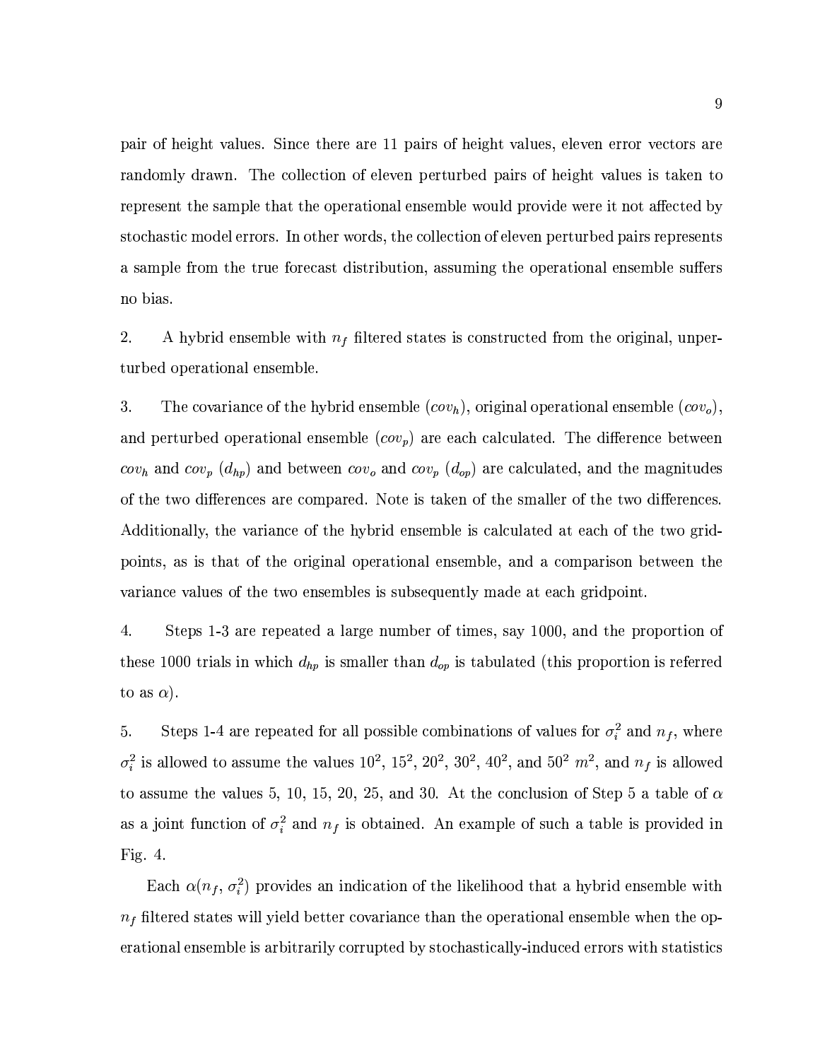pair of height values. Since there are 11 pairs of height values, eleven error vectors are randomly drawn. The collection of eleven perturbed pairs of height values is taken to represent the sample that the operational ensemble would provide were it not affected by stochastic model errors. In other words, the collection of eleven perturbed pairs represents a sample from the true forecast distribution, assuming the operational ensemble suffers no bias.

2. A hybrid ensemble with $n_f$ filtered states is constructed from the original, unperturbed operational ensemble.

3. The covariance of the hybrid ensemble ($cov_h$), original operational ensemble ($cov_o$), and perturbed operational ensemble ($cov_p$) are each calculated. The difference between $cov_h$ and $cov_p$ ($d_{hp}$) and between $cov_o$ and $cov_p$ ($d_{op}$) are calculated, and the magnitudes of the two differences are compared. Note is taken of the smaller of the two differences. Additionally, the variance of the hybrid ensemble is calculated at each of the two gridpoints, as is that of the original operational ensemble, and a comparison between the variance values of the two ensembles is subsequently made at each gridpoint.

4. Steps 1-3 are repeated a large number of times, say 1000, and the proportion of these 1000 trials in which $d_{hp}$ is smaller than $d_{op}$ is tabulated (this proportion is referred to as $\alpha$).

5. Steps 1-4 are repeated for all possible combinations of values for $\sigma_i^2$ and $n_f$, where $\sigma_i^2$ is allowed to assume the values $10^2$, $15^2$, $20^2$, $30^2$, $40^2$, and $50^2$ $m^2$, and $n_f$ is allowed to assume the values 5, 10, 15, 20, 25, and 30. At the conclusion of Step 5 a table of $\alpha$ as a joint function of $\sigma_i^2$ and $n_f$ is obtained. An example of such a table is provided in Fig. 4.

Each $\alpha(n_f, \sigma_i^2)$ provides an indication of the likelihood that a hybrid ensemble with $n_f$ filtered states will yield better covariance than the operational ensemble when the operational ensemble is arbitrarily corrupted by stochastically-induced errors with statistics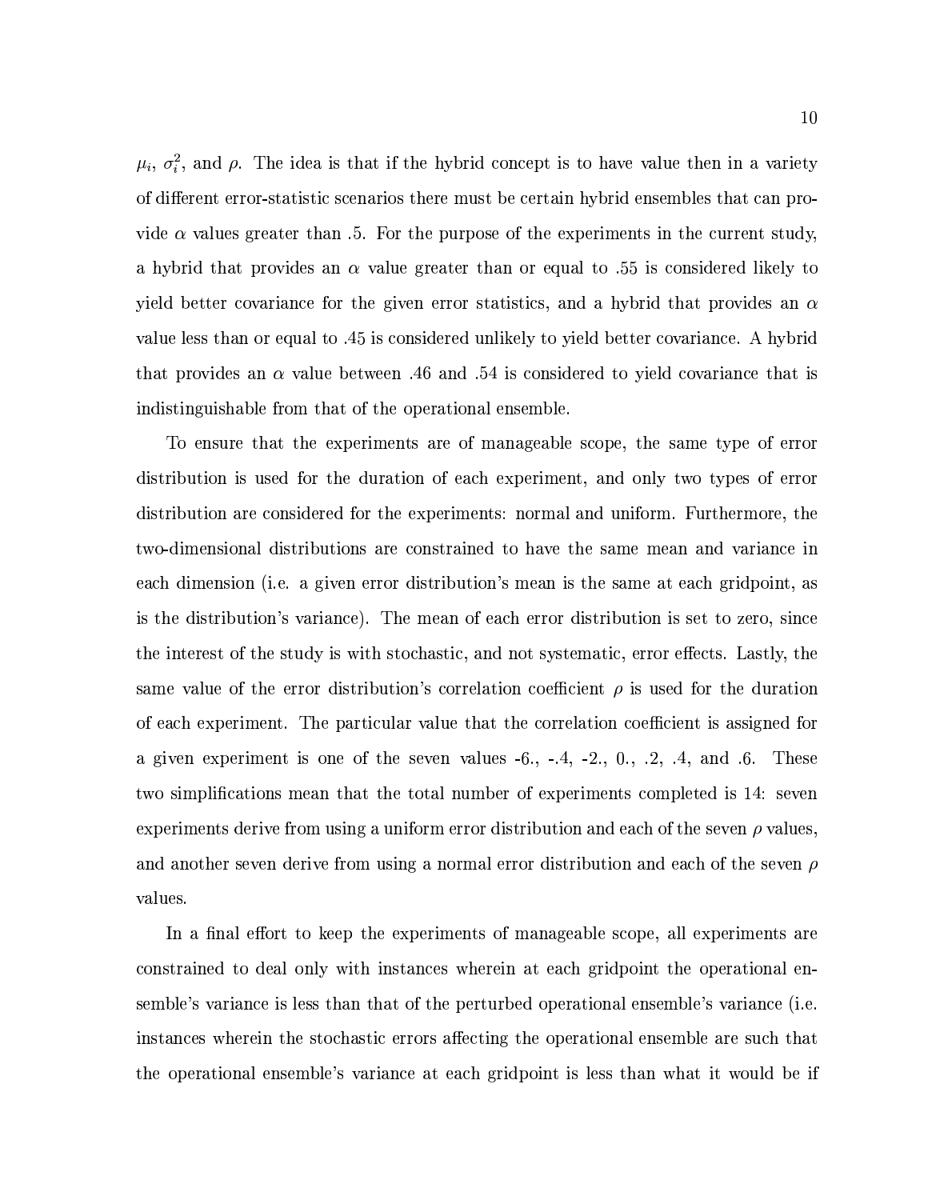$\mu_i$, $\sigma_i^2$, and $\rho$. The idea is that if the hybrid concept is to have value then in a variety of different error-statistic scenarios there must be certain hybrid ensembles that can provide $\alpha$ values greater than .5. For the purpose of the experiments in the current study, a hybrid that provides an $\alpha$ value greater than or equal to .55 is considered likely to yield better covariance for the given error statistics, and a hybrid that provides an $\alpha$ value less than or equal to .45 is considered unlikely to yield better covariance. A hybrid that provides an $\alpha$ value between .46 and .54 is considered to yield covariance that is indistinguishable from that of the operational ensemble.

To ensure that the experiments are of manageable scope, the same type of error distribution is used for the duration of each experiment, and only two types of error distribution are considered for the experiments: normal and uniform. Furthermore, the two-dimensional distributions are constrained to have the same mean and variance in each dimension (i.e. a given error distribution's mean is the same at each gridpoint, as is the distribution's variance). The mean of each error distribution is set to zero, since the interest of the study is with stochastic, and not systematic, error effects. Lastly, the same value of the error distribution's correlation coefficient $\rho$ is used for the duration of each experiment. The particular value that the correlation coefficient is assigned for a given experiment is one of the seven values -6., -.4, -2., 0., .2, .4, and .6. These two simplifications mean that the total number of experiments completed is 14: seven experiments derive from using a uniform error distribution and each of the seven $\rho$ values, and another seven derive from using a normal error distribution and each of the seven $\rho$ values.

In a final effort to keep the experiments of manageable scope, all experiments are constrained to deal only with instances wherein at each gridpoint the operational ensemble's variance is less than that of the perturbed operational ensemble's variance (i.e. instances wherein the stochastic errors affecting the operational ensemble are such that the operational ensemble's variance at each gridpoint is less than what it would be if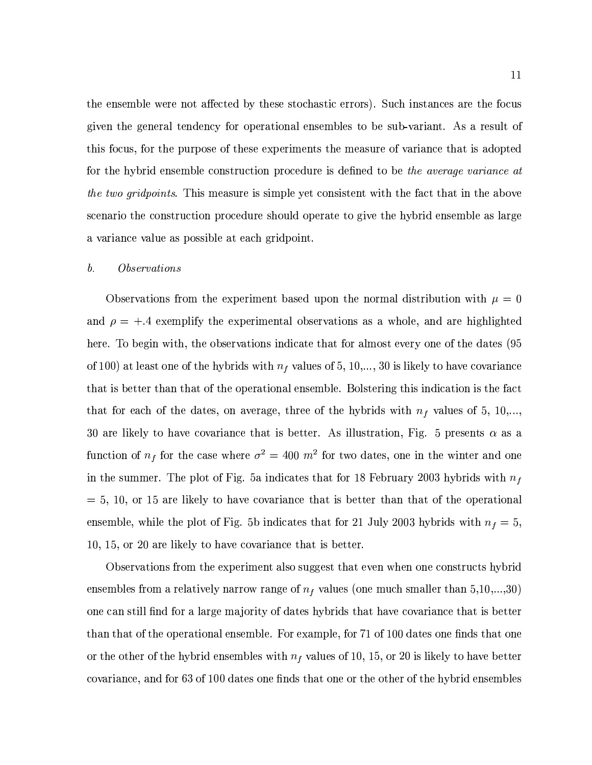the ensemble were not affected by these stochastic errors). Such instances are the focus given the general tendency for operational ensembles to be sub-variant. As a result of this focus, for the purpose of these experiments the measure of variance that is adopted for the hybrid ensemble construction procedure is defined to be *the average variance at the two gridpoints*. This measure is simple yet consistent with the fact that in the above scenario the construction procedure should operate to give the hybrid ensemble as large a variance value as possible at each gridpoint.

### *b. Observations*

Observations from the experiment based upon the normal distribution with $\mu = 0$ and $\rho = +.4$ exemplify the experimental observations as a whole, and are highlighted here. To begin with, the observations indicate that for almost every one of the dates (95 of 100) at least one of the hybrids with $n_f$ values of 5, 10,..., 30 is likely to have covariance that is better than that of the operational ensemble. Bolstering this indication is the fact that for each of the dates, on average, three of the hybrids with $n_f$ values of 5, 10,..., 30 are likely to have covariance that is better. As illustration, Fig. 5 presents $\alpha$ as a function of $n_f$ for the case where $\sigma^2 = 400\ m^2$ for two dates, one in the winter and one in the summer. The plot of Fig. 5a indicates that for 18 February 2003 hybrids with $n_f$ = 5, 10, or 15 are likely to have covariance that is better than that of the operational ensemble, while the plot of Fig. 5b indicates that for 21 July 2003 hybrids with $n_f$ = 5, 10, 15, or 20 are likely to have covariance that is better.

Observations from the experiment also suggest that even when one constructs hybrid ensembles from a relatively narrow range of $n_f$ values (one much smaller than 5,10,...,30) one can still find for a large majority of dates hybrids that have covariance that is better than that of the operational ensemble. For example, for 71 of 100 dates one finds that one or the other of the hybrid ensembles with $n_f$ values of 10, 15, or 20 is likely to have better covariance, and for 63 of 100 dates one finds that one or the other of the hybrid ensembles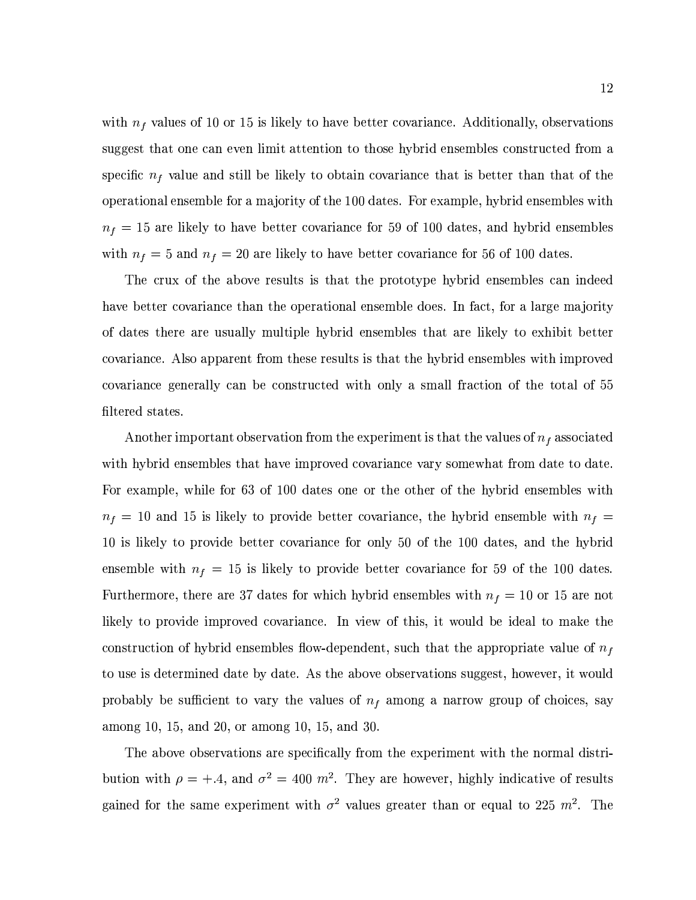with $n_f$ values of 10 or 15 is likely to have better covariance. Additionally, observations suggest that one can even limit attention to those hybrid ensembles constructed from a specific $n_f$ value and still be likely to obtain covariance that is better than that of the operational ensemble for a majority of the 100 dates. For example, hybrid ensembles with $n_f = 15$ are likely to have better covariance for 59 of 100 dates, and hybrid ensembles with $n_f = 5$ and $n_f = 20$ are likely to have better covariance for 56 of 100 dates.

The crux of the above results is that the prototype hybrid ensembles can indeed have better covariance than the operational ensemble does. In fact, for a large majority of dates there are usually multiple hybrid ensembles that are likely to exhibit better covariance. Also apparent from these results is that the hybrid ensembles with improved covariance generally can be constructed with only a small fraction of the total of 55 filtered states.

Another important observation from the experiment is that the values of $n_f$ associated with hybrid ensembles that have improved covariance vary somewhat from date to date. For example, while for 63 of 100 dates one or the other of the hybrid ensembles with $n_f = 10$ and 15 is likely to provide better covariance, the hybrid ensemble with $n_f = 10$ is likely to provide better covariance for only 50 of the 100 dates, and the hybrid ensemble with $n_f = 15$ is likely to provide better covariance for 59 of the 100 dates. Furthermore, there are 37 dates for which hybrid ensembles with $n_f = 10$ or 15 are not likely to provide improved covariance. In view of this, it would be ideal to make the construction of hybrid ensembles flow-dependent, such that the appropriate value of $n_f$ to use is determined date by date. As the above observations suggest, however, it would probably be sufficient to vary the values of $n_f$ among a narrow group of choices, say among 10, 15, and 20, or among 10, 15, and 30.

The above observations are specifically from the experiment with the normal distribution with $\rho = +.4$, and $\sigma^2 = 400\ m^2$. They are however, highly indicative of results gained for the same experiment with $\sigma^2$ values greater than or equal to 225 $m^2$. The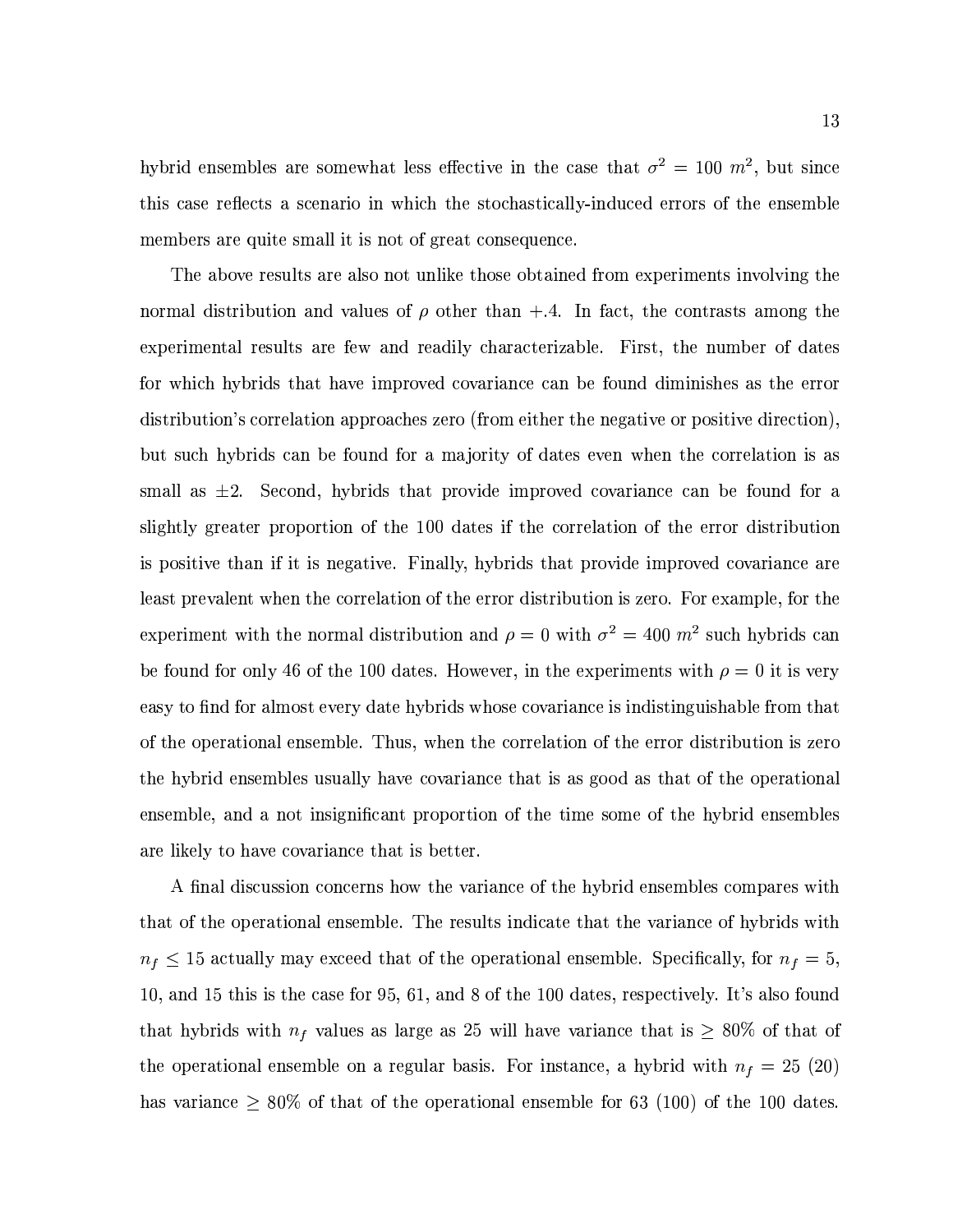hybrid ensembles are somewhat less effective in the case that $\sigma^2 = 100\ m^2$, but since this case reflects a scenario in which the stochastically-induced errors of the ensemble members are quite small it is not of great consequence.

The above results are also not unlike those obtained from experiments involving the normal distribution and values of $\rho$ other than $+.4$. In fact, the contrasts among the experimental results are few and readily characterizable. First, the number of dates for which hybrids that have improved covariance can be found diminishes as the error distribution's correlation approaches zero (from either the negative or positive direction), but such hybrids can be found for a majority of dates even when the correlation is as small as $\pm 2$. Second, hybrids that provide improved covariance can be found for a slightly greater proportion of the 100 dates if the correlation of the error distribution is positive than if it is negative. Finally, hybrids that provide improved covariance are least prevalent when the correlation of the error distribution is zero. For example, for the experiment with the normal distribution and $\rho = 0$ with $\sigma^2 = 400\ m^2$ such hybrids can be found for only 46 of the 100 dates. However, in the experiments with $\rho = 0$ it is very easy to find for almost every date hybrids whose covariance is indistinguishable from that of the operational ensemble. Thus, when the correlation of the error distribution is zero the hybrid ensembles usually have covariance that is as good as that of the operational ensemble, and a not insignificant proportion of the time some of the hybrid ensembles are likely to have covariance that is better.

A final discussion concerns how the variance of the hybrid ensembles compares with that of the operational ensemble. The results indicate that the variance of hybrids with $n_f \leq 15$ actually may exceed that of the operational ensemble. Specifically, for $n_f = 5$, 10, and 15 this is the case for 95, 61, and 8 of the 100 dates, respectively. It's also found that hybrids with $n_f$ values as large as 25 will have variance that is $\geq 80\%$ of that of the operational ensemble on a regular basis. For instance, a hybrid with $n_f = 25$ (20) has variance $\geq 80\%$ of that of the operational ensemble for 63 (100) of the 100 dates.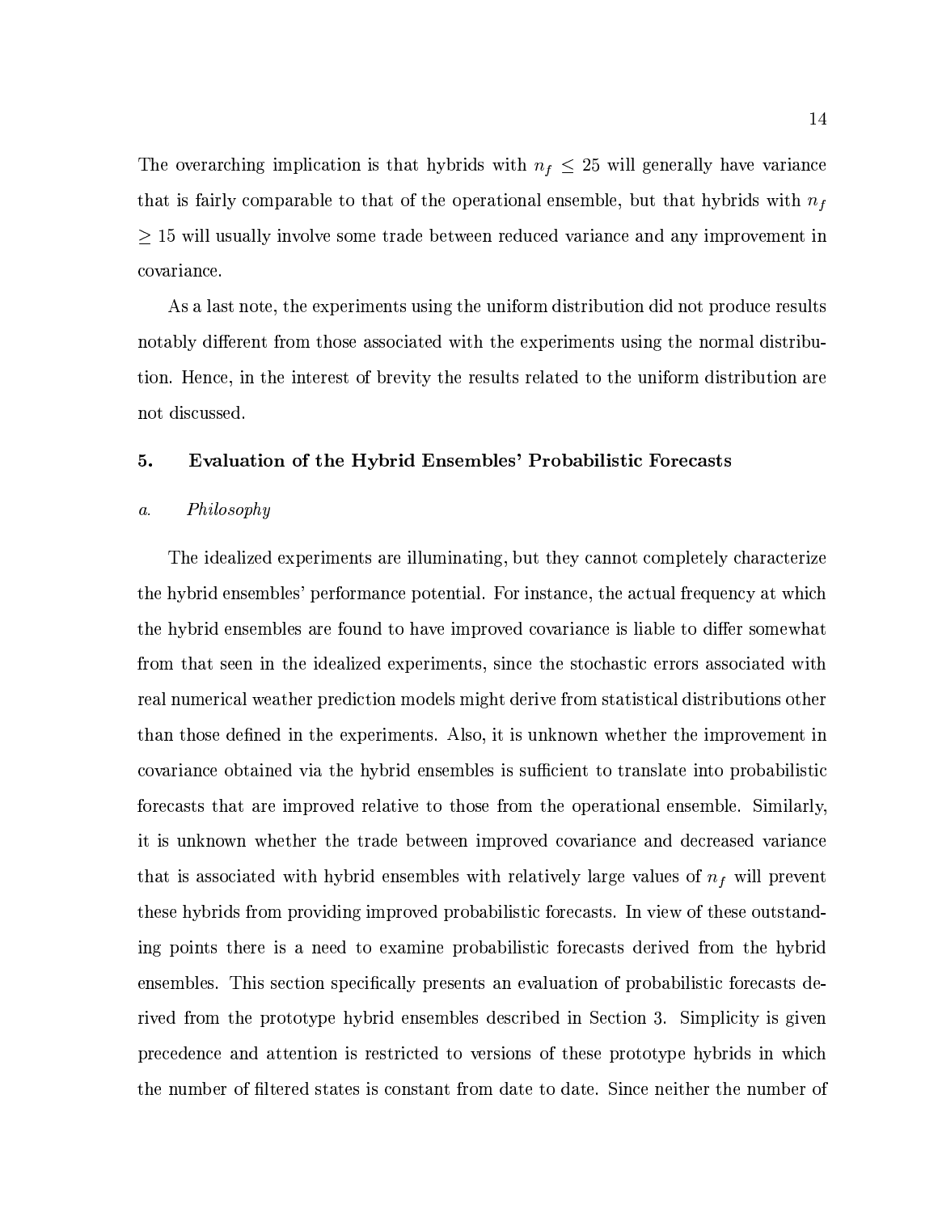The overarching implication is that hybrids with $n_f \leq 25$ will generally have variance that is fairly comparable to that of the operational ensemble, but that hybrids with $n_f \geq 15$ will usually involve some trade between reduced variance and any improvement in covariance.

As a last note, the experiments using the uniform distribution did not produce results notably different from those associated with the experiments using the normal distribution. Hence, in the interest of brevity the results related to the uniform distribution are not discussed.

## 5. Evaluation of the Hybrid Ensembles' Probabilistic Forecasts

### *a. Philosophy*

The idealized experiments are illuminating, but they cannot completely characterize the hybrid ensembles' performance potential. For instance, the actual frequency at which the hybrid ensembles are found to have improved covariance is liable to differ somewhat from that seen in the idealized experiments, since the stochastic errors associated with real numerical weather prediction models might derive from statistical distributions other than those defined in the experiments. Also, it is unknown whether the improvement in covariance obtained via the hybrid ensembles is sufficient to translate into probabilistic forecasts that are improved relative to those from the operational ensemble. Similarly, it is unknown whether the trade between improved covariance and decreased variance that is associated with hybrid ensembles with relatively large values of $n_f$ will prevent these hybrids from providing improved probabilistic forecasts. In view of these outstanding points there is a need to examine probabilistic forecasts derived from the hybrid ensembles. This section specifically presents an evaluation of probabilistic forecasts derived from the prototype hybrid ensembles described in Section 3. Simplicity is given precedence and attention is restricted to versions of these prototype hybrids in which the number of filtered states is constant from date to date. Since neither the number of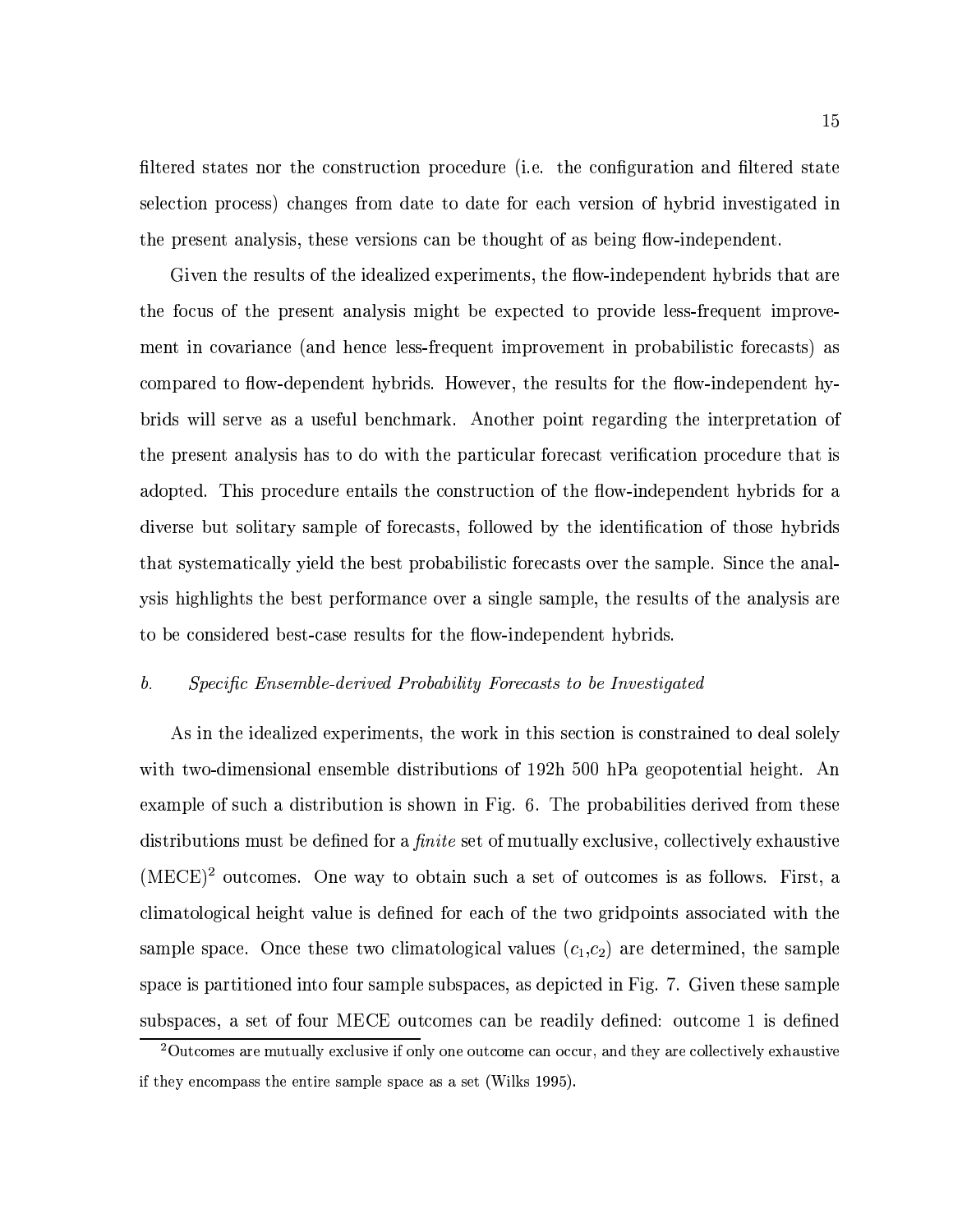filtered states nor the construction procedure (i.e. the configuration and filtered state selection process) changes from date to date for each version of hybrid investigated in the present analysis, these versions can be thought of as being flow-independent.

Given the results of the idealized experiments, the flow-independent hybrids that are the focus of the present analysis might be expected to provide less-frequent improvement in covariance (and hence less-frequent improvement in probabilistic forecasts) as compared to flow-dependent hybrids. However, the results for the flow-independent hybrids will serve as a useful benchmark. Another point regarding the interpretation of the present analysis has to do with the particular forecast verification procedure that is adopted. This procedure entails the construction of the flow-independent hybrids for a diverse but solitary sample of forecasts, followed by the identification of those hybrids that systematically yield the best probabilistic forecasts over the sample. Since the analysis highlights the best performance over a single sample, the results of the analysis are to be considered best-case results for the flow-independent hybrids.

### b. *Specific Ensemble-derived Probability Forecasts to be Investigated*

As in the idealized experiments, the work in this section is constrained to deal solely with two-dimensional ensemble distributions of 192h 500 hPa geopotential height. An example of such a distribution is shown in Fig. 6. The probabilities derived from these distributions must be defined for a *finite* set of mutually exclusive, collectively exhaustive (MECE)[2] outcomes. One way to obtain such a set of outcomes is as follows. First, a climatological height value is defined for each of the two gridpoints associated with the sample space. Once these two climatological values ($c_1$,$c_2$) are determined, the sample space is partitioned into four sample subspaces, as depicted in Fig. 7. Given these sample subspaces, a set of four MECE outcomes can be readily defined: outcome 1 is defined

[2] Outcomes are mutually exclusive if only one outcome can occur, and they are collectively exhaustive if they encompass the entire sample space as a set (Wilks 1995).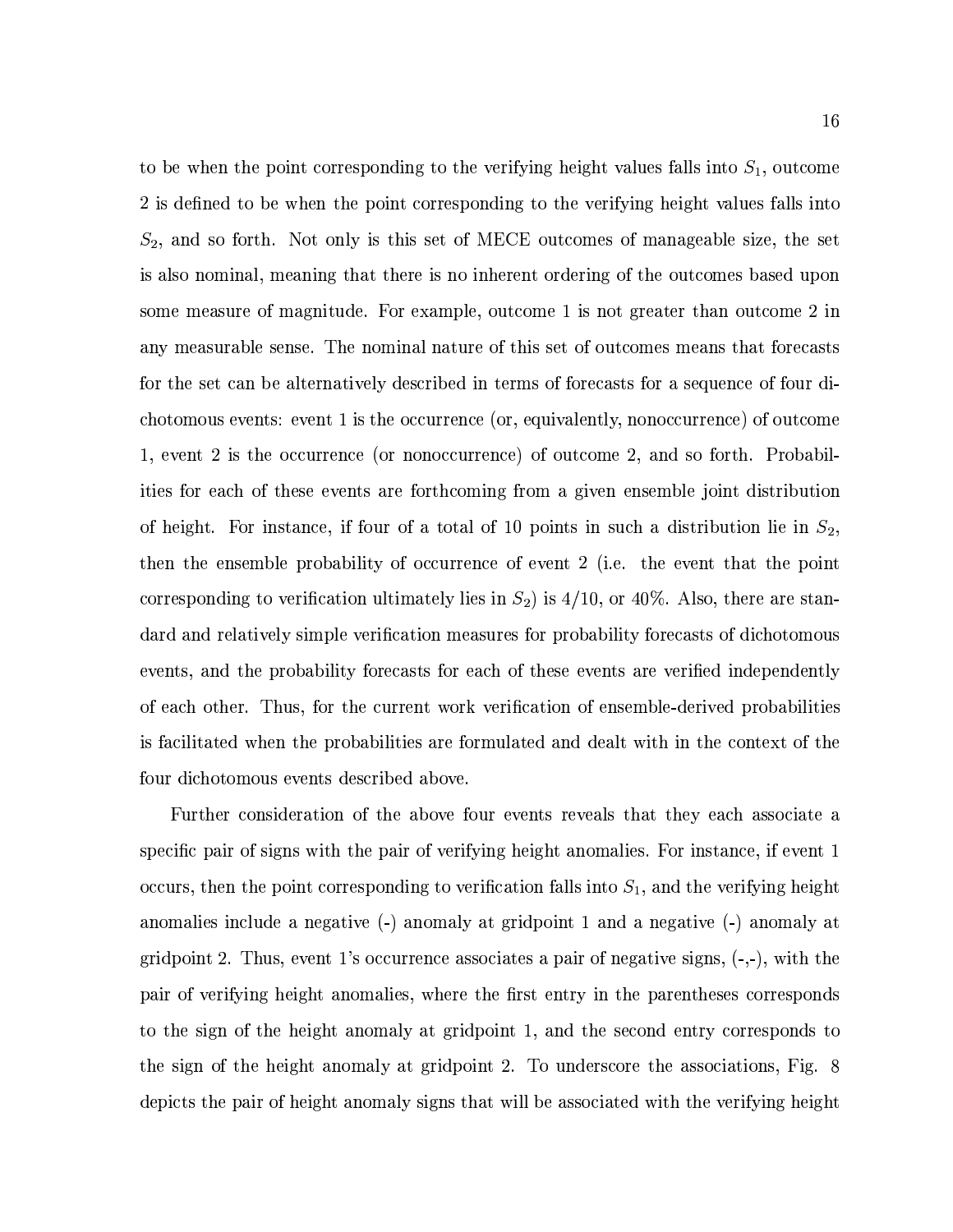to be when the point corresponding to the verifying height values falls into $S_1$, outcome 2 is defined to be when the point corresponding to the verifying height values falls into $S_2$, and so forth. Not only is this set of MECE outcomes of manageable size, the set is also nominal, meaning that there is no inherent ordering of the outcomes based upon some measure of magnitude. For example, outcome 1 is not greater than outcome 2 in any measurable sense. The nominal nature of this set of outcomes means that forecasts for the set can be alternatively described in terms of forecasts for a sequence of four dichotomous events: event 1 is the occurrence (or, equivalently, nonoccurrence) of outcome 1, event 2 is the occurrence (or nonoccurrence) of outcome 2, and so forth. Probabilities for each of these events are forthcoming from a given ensemble joint distribution of height. For instance, if four of a total of 10 points in such a distribution lie in $S_2$, then the ensemble probability of occurrence of event 2 (i.e. the event that the point corresponding to verification ultimately lies in $S_2$) is 4/10, or 40%. Also, there are standard and relatively simple verification measures for probability forecasts of dichotomous events, and the probability forecasts for each of these events are verified independently of each other. Thus, for the current work verification of ensemble-derived probabilities is facilitated when the probabilities are formulated and dealt with in the context of the four dichotomous events described above.

Further consideration of the above four events reveals that they each associate a specific pair of signs with the pair of verifying height anomalies. For instance, if event 1 occurs, then the point corresponding to verification falls into $S_1$, and the verifying height anomalies include a negative (-) anomaly at gridpoint 1 and a negative (-) anomaly at gridpoint 2. Thus, event 1's occurrence associates a pair of negative signs, (-,-), with the pair of verifying height anomalies, where the first entry in the parentheses corresponds to the sign of the height anomaly at gridpoint 1, and the second entry corresponds to the sign of the height anomaly at gridpoint 2. To underscore the associations, Fig. 8 depicts the pair of height anomaly signs that will be associated with the verifying height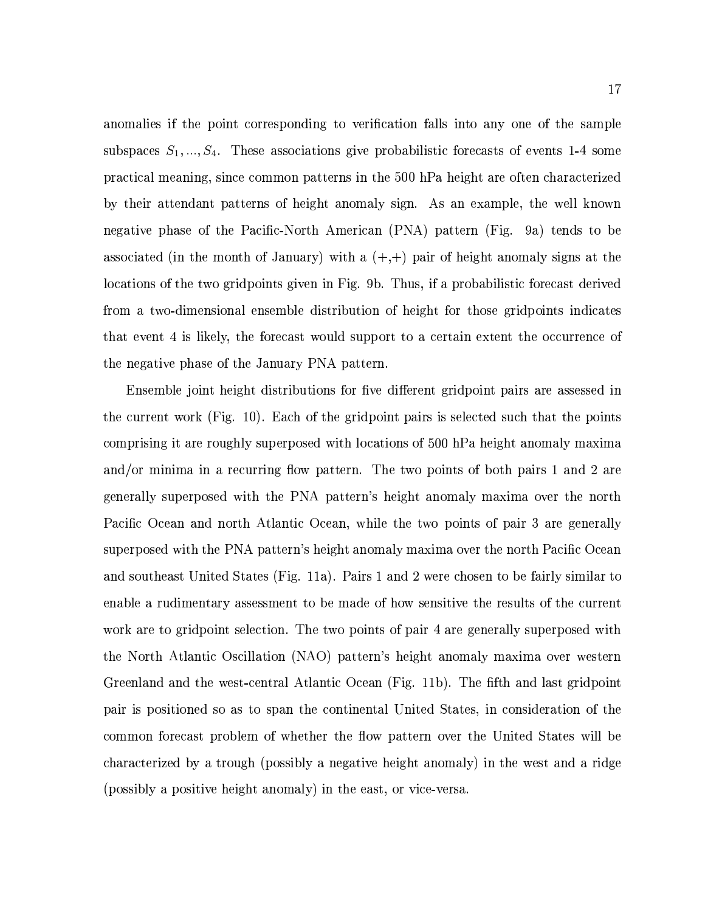anomalies if the point corresponding to verification falls into any one of the sample subspaces $S_1, ..., S_4$. These associations give probabilistic forecasts of events 1-4 some practical meaning, since common patterns in the 500 hPa height are often characterized by their attendant patterns of height anomaly sign. As an example, the well known negative phase of the Pacific-North American (PNA) pattern (Fig. 9a) tends to be associated (in the month of January) with a (+,+) pair of height anomaly signs at the locations of the two gridpoints given in Fig. 9b. Thus, if a probabilistic forecast derived from a two-dimensional ensemble distribution of height for those gridpoints indicates that event 4 is likely, the forecast would support to a certain extent the occurrence of the negative phase of the January PNA pattern.

Ensemble joint height distributions for five different gridpoint pairs are assessed in the current work (Fig. 10). Each of the gridpoint pairs is selected such that the points comprising it are roughly superposed with locations of 500 hPa height anomaly maxima and/or minima in a recurring flow pattern. The two points of both pairs 1 and 2 are generally superposed with the PNA pattern's height anomaly maxima over the north Pacific Ocean and north Atlantic Ocean, while the two points of pair 3 are generally superposed with the PNA pattern's height anomaly maxima over the north Pacific Ocean and southeast United States (Fig. 11a). Pairs 1 and 2 were chosen to be fairly similar to enable a rudimentary assessment to be made of how sensitive the results of the current work are to gridpoint selection. The two points of pair 4 are generally superposed with the North Atlantic Oscillation (NAO) pattern's height anomaly maxima over western Greenland and the west-central Atlantic Ocean (Fig. 11b). The fifth and last gridpoint pair is positioned so as to span the continental United States, in consideration of the common forecast problem of whether the flow pattern over the United States will be characterized by a trough (possibly a negative height anomaly) in the west and a ridge (possibly a positive height anomaly) in the east, or vice-versa.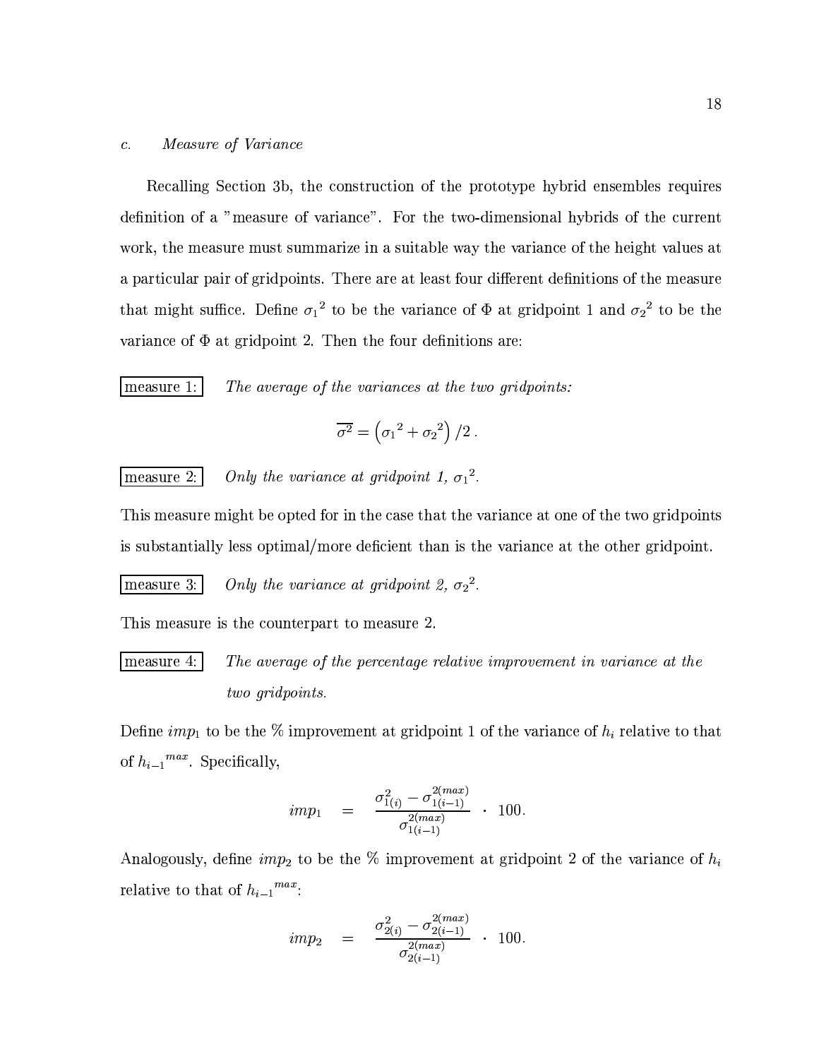### c. *Measure of Variance*

Recalling Section 3b, the construction of the prototype hybrid ensembles requires definition of a "measure of variance". For the two-dimensional hybrids of the current work, the measure must summarize in a suitable way the variance of the height values at a particular pair of gridpoints. There are at least four different definitions of the measure that might suffice. Define ${\sigma_1}^2$ to be the variance of $\Phi$ at gridpoint 1 and ${\sigma_2}^2$ to be the variance of $\Phi$ at gridpoint 2. Then the four definitions are:

measure 1: *The average of the variances at the two gridpoints:*

$$\overline{\sigma^2} = \left({\sigma_1}^2 + {\sigma_2}^2\right)/2\,.$$

measure 2: *Only the variance at gridpoint 1, ${\sigma_1}^2$.*

This measure might be opted for in the case that the variance at one of the two gridpoints is substantially less optimal/more deficient than is the variance at the other gridpoint.

measure 3: *Only the variance at gridpoint 2, ${\sigma_2}^2$.*

This measure is the counterpart to measure 2.

measure 4: *The average of the percentage relative improvement in variance at the two gridpoints.*

Define $imp_1$ to be the % improvement at gridpoint 1 of the variance of $h_i$ relative to that of ${h_{i-1}}^{max}$. Specifically,

$$imp_1 \quad = \quad \frac{\sigma^2_{1(i)} - \sigma^{2(max)}_{1(i-1)}}{\sigma^{2(max)}_{1(i-1)}} \;\cdot\; 100.$$

Analogously, define $imp_2$ to be the % improvement at gridpoint 2 of the variance of $h_i$ relative to that of ${h_{i-1}}^{max}$:

$$imp_2 \quad = \quad \frac{\sigma^2_{2(i)} - \sigma^{2(max)}_{2(i-1)}}{\sigma^{2(max)}_{2(i-1)}} \;\cdot\; 100.$$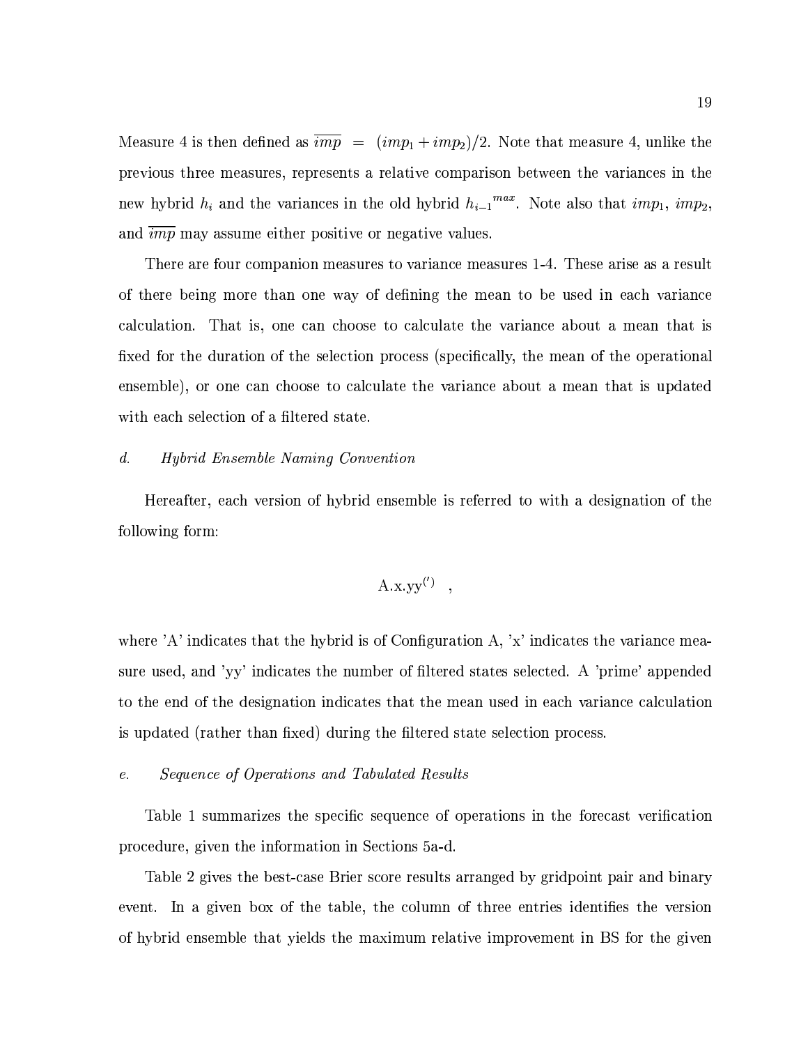Measure 4 is then defined as $\overline{imp} = (imp_1 + imp_2)/2$. Note that measure 4, unlike the previous three measures, represents a relative comparison between the variances in the new hybrid $h_i$ and the variances in the old hybrid ${h_{i-1}}^{max}$. Note also that $imp_1$, $imp_2$, and $\overline{imp}$ may assume either positive or negative values.

There are four companion measures to variance measures 1-4. These arise as a result of there being more than one way of defining the mean to be used in each variance calculation. That is, one can choose to calculate the variance about a mean that is fixed for the duration of the selection process (specifically, the mean of the operational ensemble), or one can choose to calculate the variance about a mean that is updated with each selection of a filtered state.

*d. Hybrid Ensemble Naming Convention*

Hereafter, each version of hybrid ensemble is referred to with a designation of the following form:

$$\mathrm{A.x.yy}^{(\prime)} \quad ,$$

where 'A' indicates that the hybrid is of Configuration A, 'x' indicates the variance measure used, and 'yy' indicates the number of filtered states selected. A 'prime' appended to the end of the designation indicates that the mean used in each variance calculation is updated (rather than fixed) during the filtered state selection process.

*e. Sequence of Operations and Tabulated Results*

Table 1 summarizes the specific sequence of operations in the forecast verification procedure, given the information in Sections 5a-d.

Table 2 gives the best-case Brier score results arranged by gridpoint pair and binary event. In a given box of the table, the column of three entries identifies the version of hybrid ensemble that yields the maximum relative improvement in BS for the given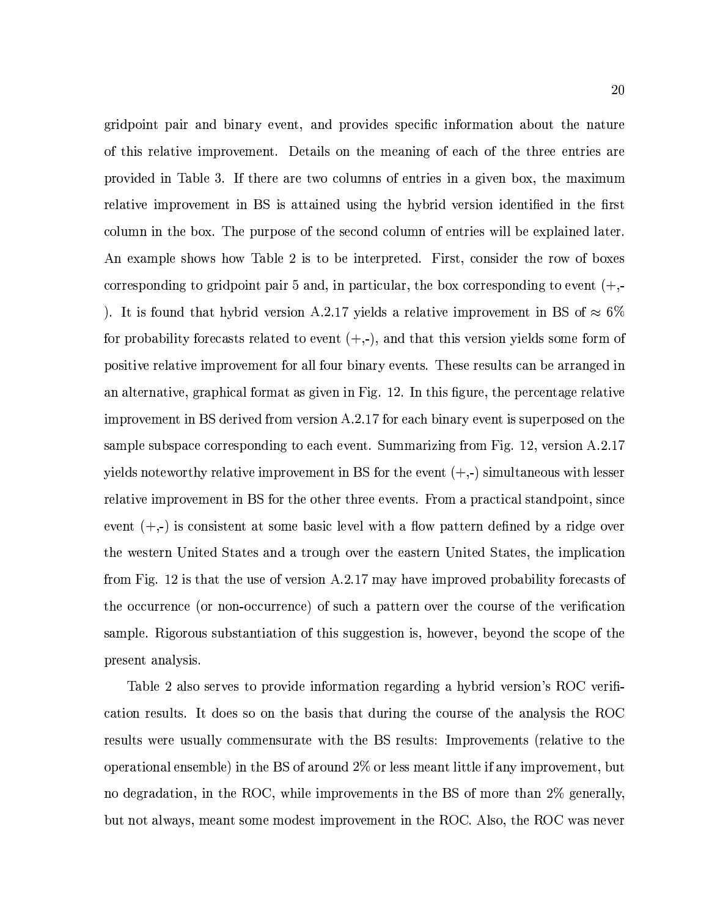gridpoint pair and binary event, and provides specific information about the nature of this relative improvement. Details on the meaning of each of the three entries are provided in Table 3. If there are two columns of entries in a given box, the maximum relative improvement in BS is attained using the hybrid version identified in the first column in the box. The purpose of the second column of entries will be explained later. An example shows how Table 2 is to be interpreted. First, consider the row of boxes corresponding to gridpoint pair 5 and, in particular, the box corresponding to event (+,-). It is found that hybrid version A.2.17 yields a relative improvement in BS of $\approx 6\%$ for probability forecasts related to event (+,-), and that this version yields some form of positive relative improvement for all four binary events. These results can be arranged in an alternative, graphical format as given in Fig. 12. In this figure, the percentage relative improvement in BS derived from version A.2.17 for each binary event is superposed on the sample subspace corresponding to each event. Summarizing from Fig. 12, version A.2.17 yields noteworthy relative improvement in BS for the event (+,-) simultaneous with lesser relative improvement in BS for the other three events. From a practical standpoint, since event (+,-) is consistent at some basic level with a flow pattern defined by a ridge over the western United States and a trough over the eastern United States, the implication from Fig. 12 is that the use of version A.2.17 may have improved probability forecasts of the occurrence (or non-occurrence) of such a pattern over the course of the verification sample. Rigorous substantiation of this suggestion is, however, beyond the scope of the present analysis.

Table 2 also serves to provide information regarding a hybrid version's ROC verification results. It does so on the basis that during the course of the analysis the ROC results were usually commensurate with the BS results: Improvements (relative to the operational ensemble) in the BS of around 2% or less meant little if any improvement, but no degradation, in the ROC, while improvements in the BS of more than 2% generally, but not always, meant some modest improvement in the ROC. Also, the ROC was never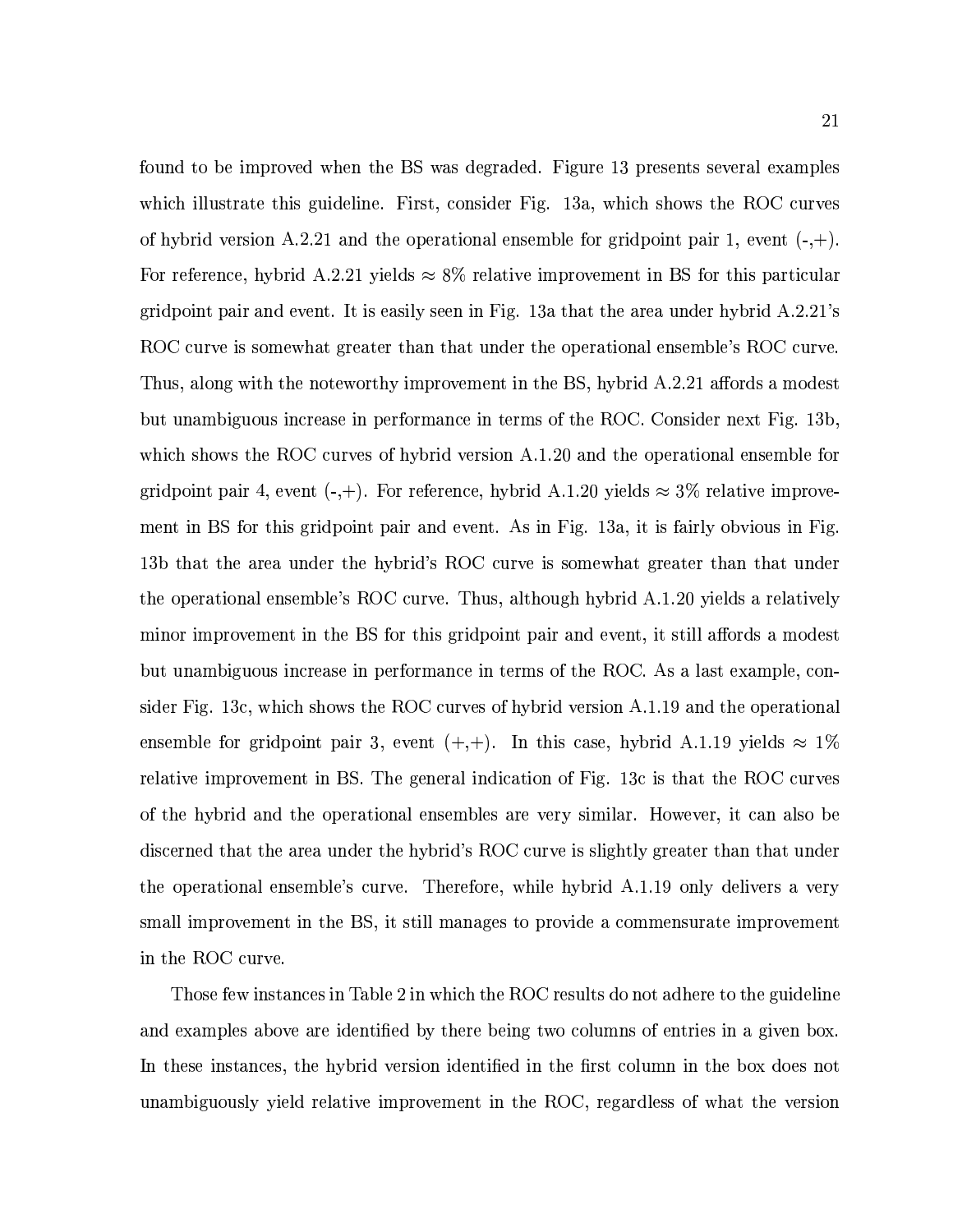found to be improved when the BS was degraded. Figure 13 presents several examples which illustrate this guideline. First, consider Fig. 13a, which shows the ROC curves of hybrid version A.2.21 and the operational ensemble for gridpoint pair 1, event (-,+). For reference, hybrid A.2.21 yields $\approx 8\%$ relative improvement in BS for this particular gridpoint pair and event. It is easily seen in Fig. 13a that the area under hybrid A.2.21's ROC curve is somewhat greater than that under the operational ensemble's ROC curve. Thus, along with the noteworthy improvement in the BS, hybrid A.2.21 affords a modest but unambiguous increase in performance in terms of the ROC. Consider next Fig. 13b, which shows the ROC curves of hybrid version A.1.20 and the operational ensemble for gridpoint pair 4, event (-,+). For reference, hybrid A.1.20 yields $\approx 3\%$ relative improvement in BS for this gridpoint pair and event. As in Fig. 13a, it is fairly obvious in Fig. 13b that the area under the hybrid's ROC curve is somewhat greater than that under the operational ensemble's ROC curve. Thus, although hybrid A.1.20 yields a relatively minor improvement in the BS for this gridpoint pair and event, it still affords a modest but unambiguous increase in performance in terms of the ROC. As a last example, consider Fig. 13c, which shows the ROC curves of hybrid version A.1.19 and the operational ensemble for gridpoint pair 3, event (+,+). In this case, hybrid A.1.19 yields $\approx 1\%$ relative improvement in BS. The general indication of Fig. 13c is that the ROC curves of the hybrid and the operational ensembles are very similar. However, it can also be discerned that the area under the hybrid's ROC curve is slightly greater than that under the operational ensemble's curve. Therefore, while hybrid A.1.19 only delivers a very small improvement in the BS, it still manages to provide a commensurate improvement in the ROC curve.

Those few instances in Table 2 in which the ROC results do not adhere to the guideline and examples above are identified by there being two columns of entries in a given box. In these instances, the hybrid version identified in the first column in the box does not unambiguously yield relative improvement in the ROC, regardless of what the version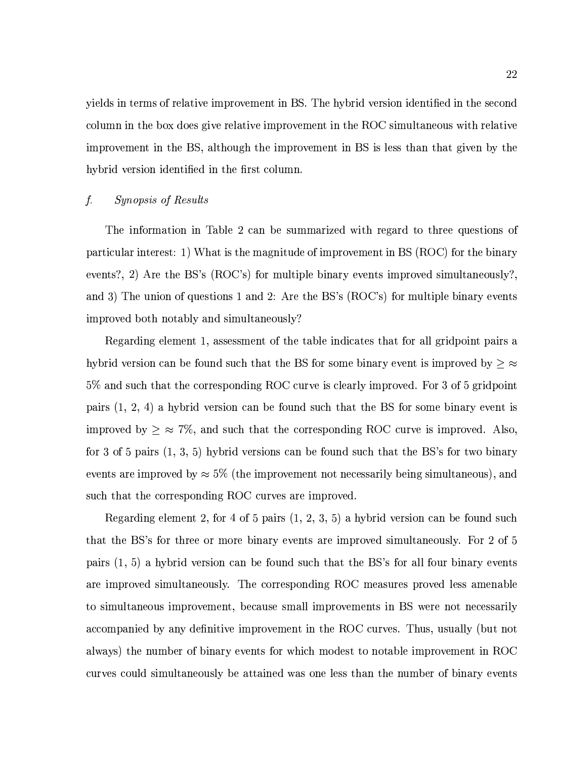yields in terms of relative improvement in BS. The hybrid version identified in the second column in the box does give relative improvement in the ROC simultaneous with relative improvement in the BS, although the improvement in BS is less than that given by the hybrid version identified in the first column.

### *f. Synopsis of Results*

The information in Table 2 can be summarized with regard to three questions of particular interest: 1) What is the magnitude of improvement in BS (ROC) for the binary events?, 2) Are the BS's (ROC's) for multiple binary events improved simultaneously?, and 3) The union of questions 1 and 2: Are the BS's (ROC's) for multiple binary events improved both notably and simultaneously?

Regarding element 1, assessment of the table indicates that for all gridpoint pairs a hybrid version can be found such that the BS for some binary event is improved by $\geq \approx 5\%$ and such that the corresponding ROC curve is clearly improved. For 3 of 5 gridpoint pairs (1, 2, 4) a hybrid version can be found such that the BS for some binary event is improved by $\geq \approx 7\%$, and such that the corresponding ROC curve is improved. Also, for 3 of 5 pairs (1, 3, 5) hybrid versions can be found such that the BS's for two binary events are improved by $\approx 5\%$ (the improvement not necessarily being simultaneous), and such that the corresponding ROC curves are improved.

Regarding element 2, for 4 of 5 pairs (1, 2, 3, 5) a hybrid version can be found such that the BS's for three or more binary events are improved simultaneously. For 2 of 5 pairs (1, 5) a hybrid version can be found such that the BS's for all four binary events are improved simultaneously. The corresponding ROC measures proved less amenable to simultaneous improvement, because small improvements in BS were not necessarily accompanied by any definitive improvement in the ROC curves. Thus, usually (but not always) the number of binary events for which modest to notable improvement in ROC curves could simultaneously be attained was one less than the number of binary events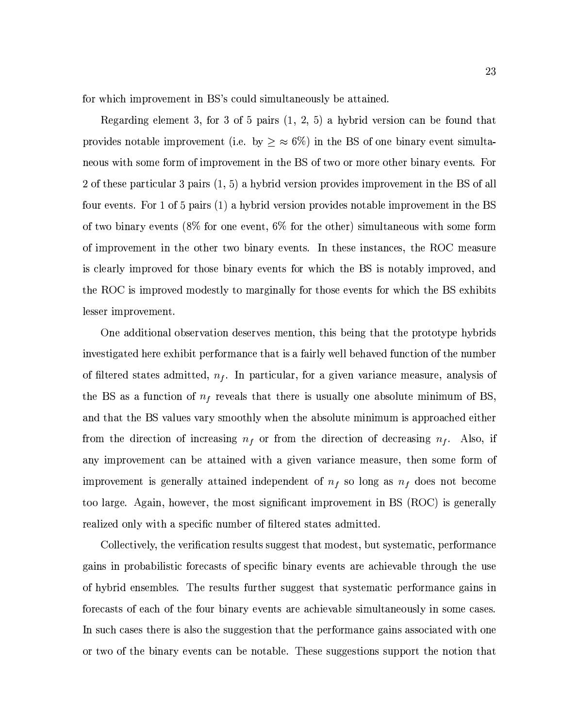for which improvement in BS's could simultaneously be attained.

Regarding element 3, for 3 of 5 pairs (1, 2, 5) a hybrid version can be found that provides notable improvement (i.e. by $\geq \approx 6\%$) in the BS of one binary event simultaneous with some form of improvement in the BS of two or more other binary events. For 2 of these particular 3 pairs (1, 5) a hybrid version provides improvement in the BS of all four events. For 1 of 5 pairs (1) a hybrid version provides notable improvement in the BS of two binary events (8% for one event, 6% for the other) simultaneous with some form of improvement in the other two binary events. In these instances, the ROC measure is clearly improved for those binary events for which the BS is notably improved, and the ROC is improved modestly to marginally for those events for which the BS exhibits lesser improvement.

One additional observation deserves mention, this being that the prototype hybrids investigated here exhibit performance that is a fairly well behaved function of the number of filtered states admitted, $n_f$. In particular, for a given variance measure, analysis of the BS as a function of $n_f$ reveals that there is usually one absolute minimum of BS, and that the BS values vary smoothly when the absolute minimum is approached either from the direction of increasing $n_f$ or from the direction of decreasing $n_f$. Also, if any improvement can be attained with a given variance measure, then some form of improvement is generally attained independent of $n_f$ so long as $n_f$ does not become too large. Again, however, the most significant improvement in BS (ROC) is generally realized only with a specific number of filtered states admitted.

Collectively, the verification results suggest that modest, but systematic, performance gains in probabilistic forecasts of specific binary events are achievable through the use of hybrid ensembles. The results further suggest that systematic performance gains in forecasts of each of the four binary events are achievable simultaneously in some cases. In such cases there is also the suggestion that the performance gains associated with one or two of the binary events can be notable. These suggestions support the notion that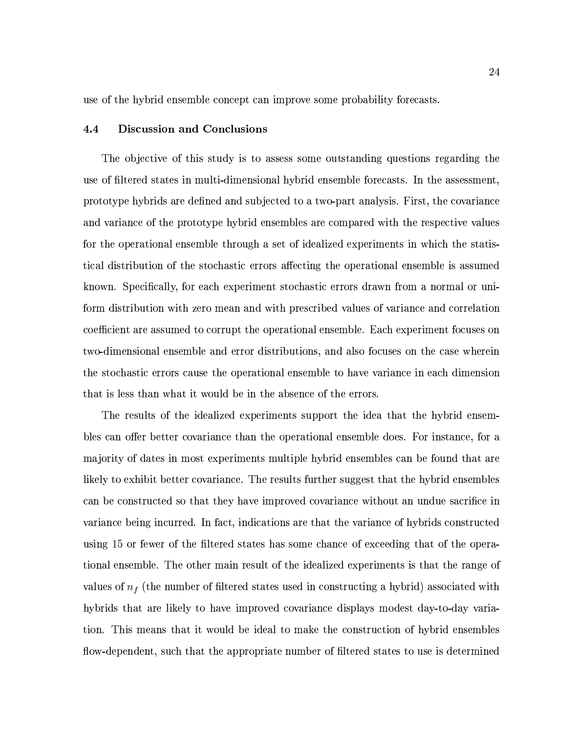use of the hybrid ensemble concept can improve some probability forecasts.

### 4.4 Discussion and Conclusions

The objective of this study is to assess some outstanding questions regarding the use of filtered states in multi-dimensional hybrid ensemble forecasts. In the assessment, prototype hybrids are defined and subjected to a two-part analysis. First, the covariance and variance of the prototype hybrid ensembles are compared with the respective values for the operational ensemble through a set of idealized experiments in which the statistical distribution of the stochastic errors affecting the operational ensemble is assumed known. Specifically, for each experiment stochastic errors drawn from a normal or uniform distribution with zero mean and with prescribed values of variance and correlation coefficient are assumed to corrupt the operational ensemble. Each experiment focuses on two-dimensional ensemble and error distributions, and also focuses on the case wherein the stochastic errors cause the operational ensemble to have variance in each dimension that is less than what it would be in the absence of the errors.

The results of the idealized experiments support the idea that the hybrid ensembles can offer better covariance than the operational ensemble does. For instance, for a majority of dates in most experiments multiple hybrid ensembles can be found that are likely to exhibit better covariance. The results further suggest that the hybrid ensembles can be constructed so that they have improved covariance without an undue sacrifice in variance being incurred. In fact, indications are that the variance of hybrids constructed using 15 or fewer of the filtered states has some chance of exceeding that of the operational ensemble. The other main result of the idealized experiments is that the range of values of $n_f$ (the number of filtered states used in constructing a hybrid) associated with hybrids that are likely to have improved covariance displays modest day-to-day variation. This means that it would be ideal to make the construction of hybrid ensembles flow-dependent, such that the appropriate number of filtered states to use is determined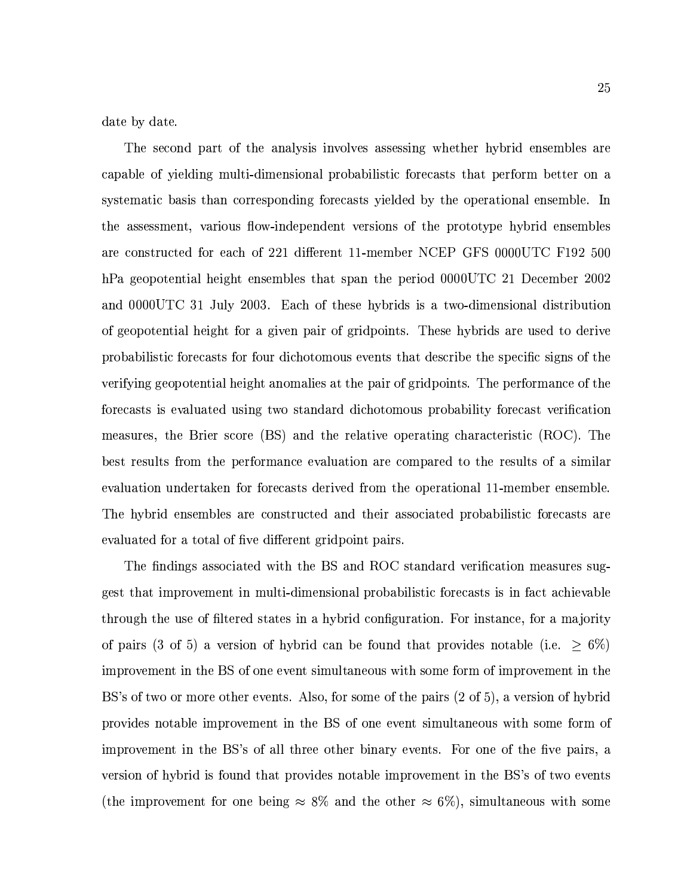date by date.

The second part of the analysis involves assessing whether hybrid ensembles are capable of yielding multi-dimensional probabilistic forecasts that perform better on a systematic basis than corresponding forecasts yielded by the operational ensemble. In the assessment, various flow-independent versions of the prototype hybrid ensembles are constructed for each of 221 different 11-member NCEP GFS 0000UTC F192 500 hPa geopotential height ensembles that span the period 0000UTC 21 December 2002 and 0000UTC 31 July 2003. Each of these hybrids is a two-dimensional distribution of geopotential height for a given pair of gridpoints. These hybrids are used to derive probabilistic forecasts for four dichotomous events that describe the specific signs of the verifying geopotential height anomalies at the pair of gridpoints. The performance of the forecasts is evaluated using two standard dichotomous probability forecast verification measures, the Brier score (BS) and the relative operating characteristic (ROC). The best results from the performance evaluation are compared to the results of a similar evaluation undertaken for forecasts derived from the operational 11-member ensemble. The hybrid ensembles are constructed and their associated probabilistic forecasts are evaluated for a total of five different gridpoint pairs.

The findings associated with the BS and ROC standard verification measures suggest that improvement in multi-dimensional probabilistic forecasts is in fact achievable through the use of filtered states in a hybrid configuration. For instance, for a majority of pairs (3 of 5) a version of hybrid can be found that provides notable (i.e. $\geq 6\%$) improvement in the BS of one event simultaneous with some form of improvement in the BS's of two or more other events. Also, for some of the pairs (2 of 5), a version of hybrid provides notable improvement in the BS of one event simultaneous with some form of improvement in the BS's of all three other binary events. For one of the five pairs, a version of hybrid is found that provides notable improvement in the BS's of two events (the improvement for one being $\approx 8\%$ and the other $\approx 6\%$), simultaneous with some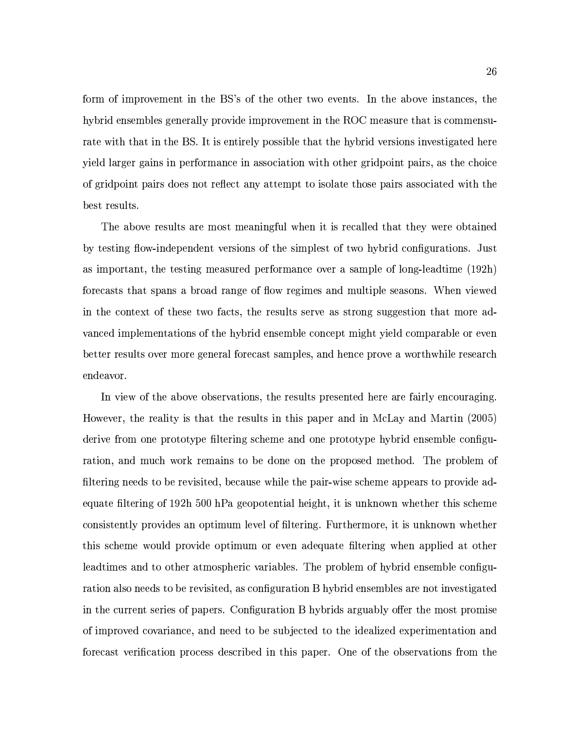form of improvement in the BS's of the other two events. In the above instances, the hybrid ensembles generally provide improvement in the ROC measure that is commensurate with that in the BS. It is entirely possible that the hybrid versions investigated here yield larger gains in performance in association with other gridpoint pairs, as the choice of gridpoint pairs does not reflect any attempt to isolate those pairs associated with the best results.

The above results are most meaningful when it is recalled that they were obtained by testing flow-independent versions of the simplest of two hybrid configurations. Just as important, the testing measured performance over a sample of long-leadtime (192h) forecasts that spans a broad range of flow regimes and multiple seasons. When viewed in the context of these two facts, the results serve as strong suggestion that more advanced implementations of the hybrid ensemble concept might yield comparable or even better results over more general forecast samples, and hence prove a worthwhile research endeavor.

In view of the above observations, the results presented here are fairly encouraging. However, the reality is that the results in this paper and in McLay and Martin (2005) derive from one prototype filtering scheme and one prototype hybrid ensemble configuration, and much work remains to be done on the proposed method. The problem of filtering needs to be revisited, because while the pair-wise scheme appears to provide adequate filtering of 192h 500 hPa geopotential height, it is unknown whether this scheme consistently provides an optimum level of filtering. Furthermore, it is unknown whether this scheme would provide optimum or even adequate filtering when applied at other leadtimes and to other atmospheric variables. The problem of hybrid ensemble configuration also needs to be revisited, as configuration B hybrid ensembles are not investigated in the current series of papers. Configuration B hybrids arguably offer the most promise of improved covariance, and need to be subjected to the idealized experimentation and forecast verification process described in this paper. One of the observations from the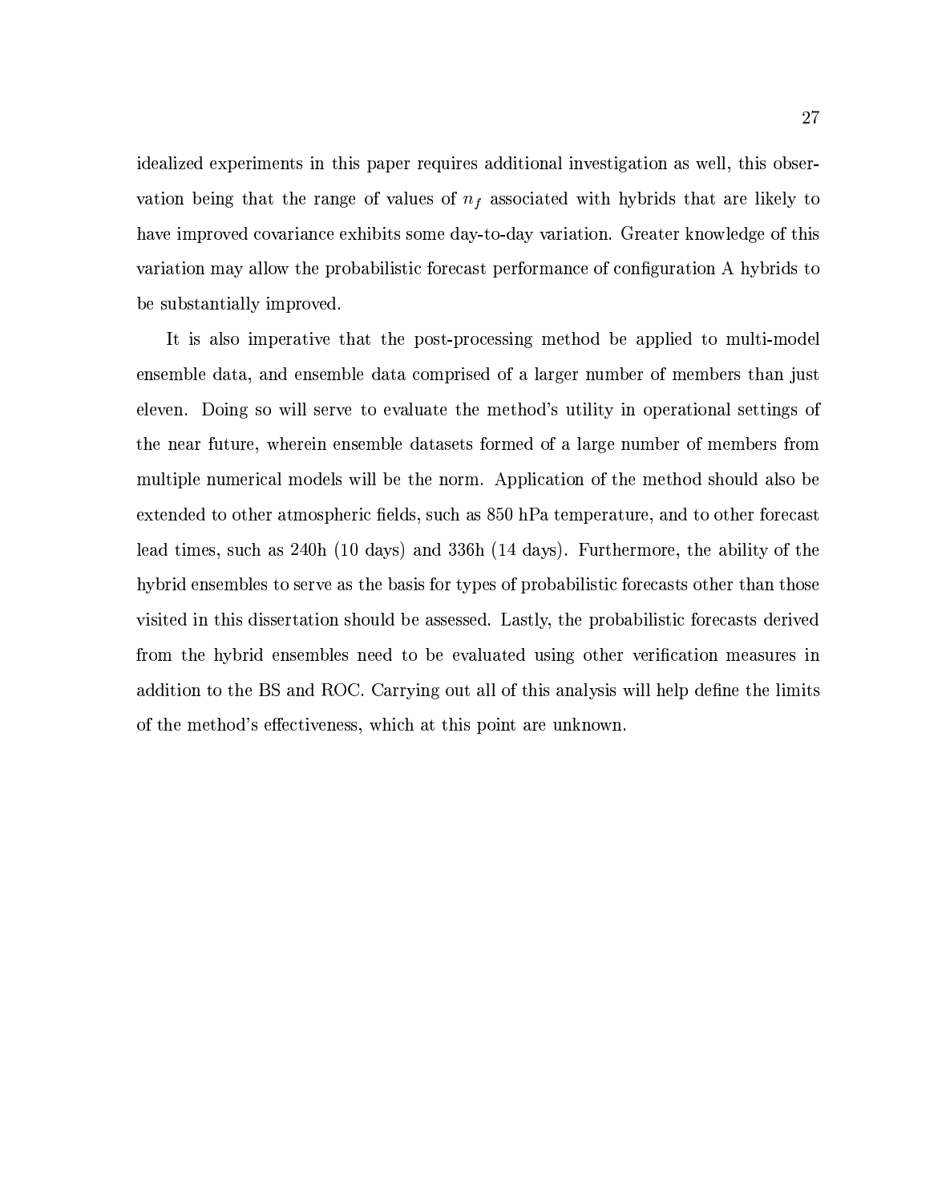idealized experiments in this paper requires additional investigation as well, this observation being that the range of values of $n_f$ associated with hybrids that are likely to have improved covariance exhibits some day-to-day variation. Greater knowledge of this variation may allow the probabilistic forecast performance of configuration A hybrids to be substantially improved.

It is also imperative that the post-processing method be applied to multi-model ensemble data, and ensemble data comprised of a larger number of members than just eleven. Doing so will serve to evaluate the method's utility in operational settings of the near future, wherein ensemble datasets formed of a large number of members from multiple numerical models will be the norm. Application of the method should also be extended to other atmospheric fields, such as 850 hPa temperature, and to other forecast lead times, such as 240h (10 days) and 336h (14 days). Furthermore, the ability of the hybrid ensembles to serve as the basis for types of probabilistic forecasts other than those visited in this dissertation should be assessed. Lastly, the probabilistic forecasts derived from the hybrid ensembles need to be evaluated using other verification measures in addition to the BS and ROC. Carrying out all of this analysis will help define the limits of the method's effectiveness, which at this point are unknown.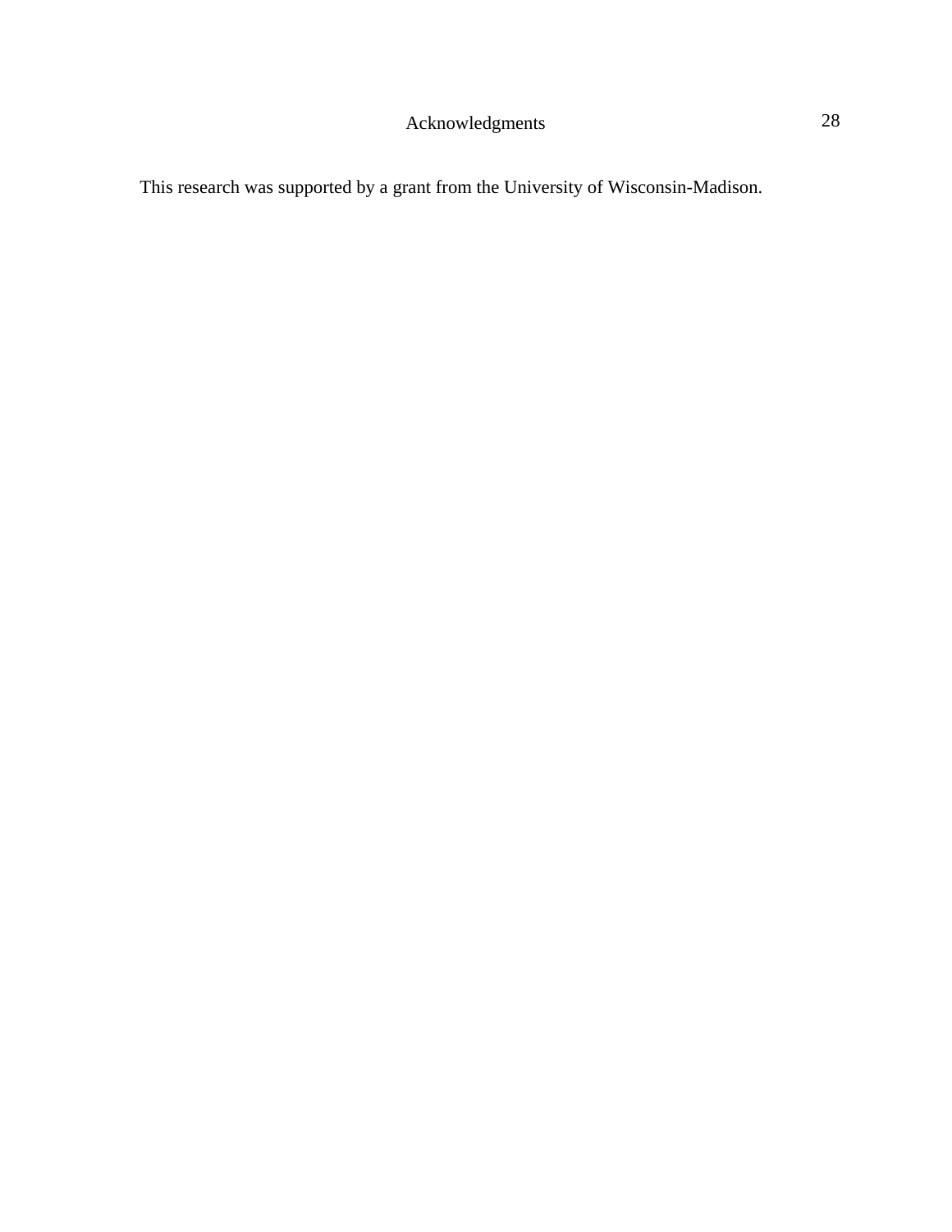# Acknowledgments

This research was supported by a grant from the University of Wisconsin-Madison.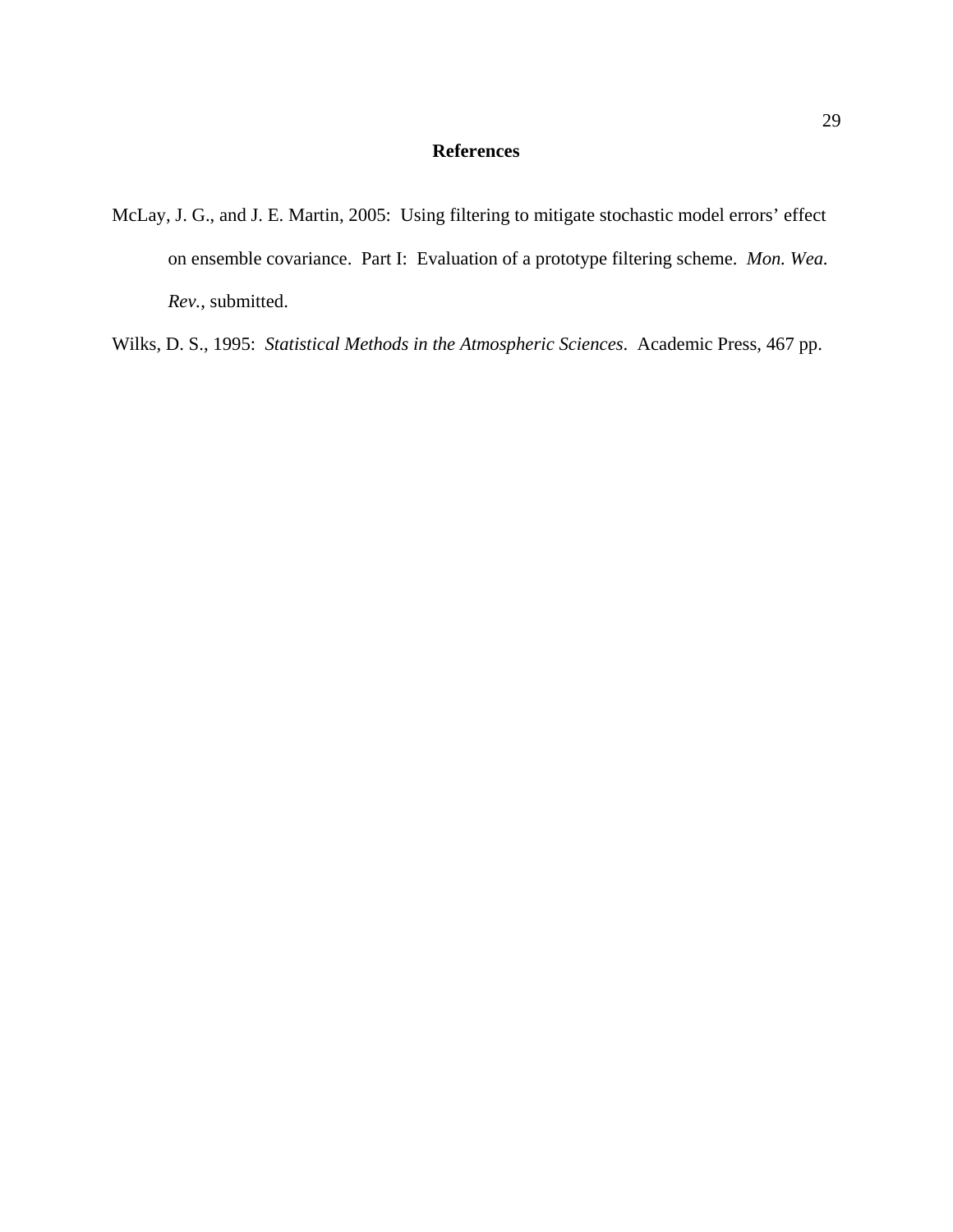## References

McLay, J. G., and J. E. Martin, 2005: Using filtering to mitigate stochastic model errors' effect on ensemble covariance. Part I: Evaluation of a prototype filtering scheme. *Mon. Wea. Rev.*, submitted.

Wilks, D. S., 1995: *Statistical Methods in the Atmospheric Sciences*. Academic Press, 467 pp.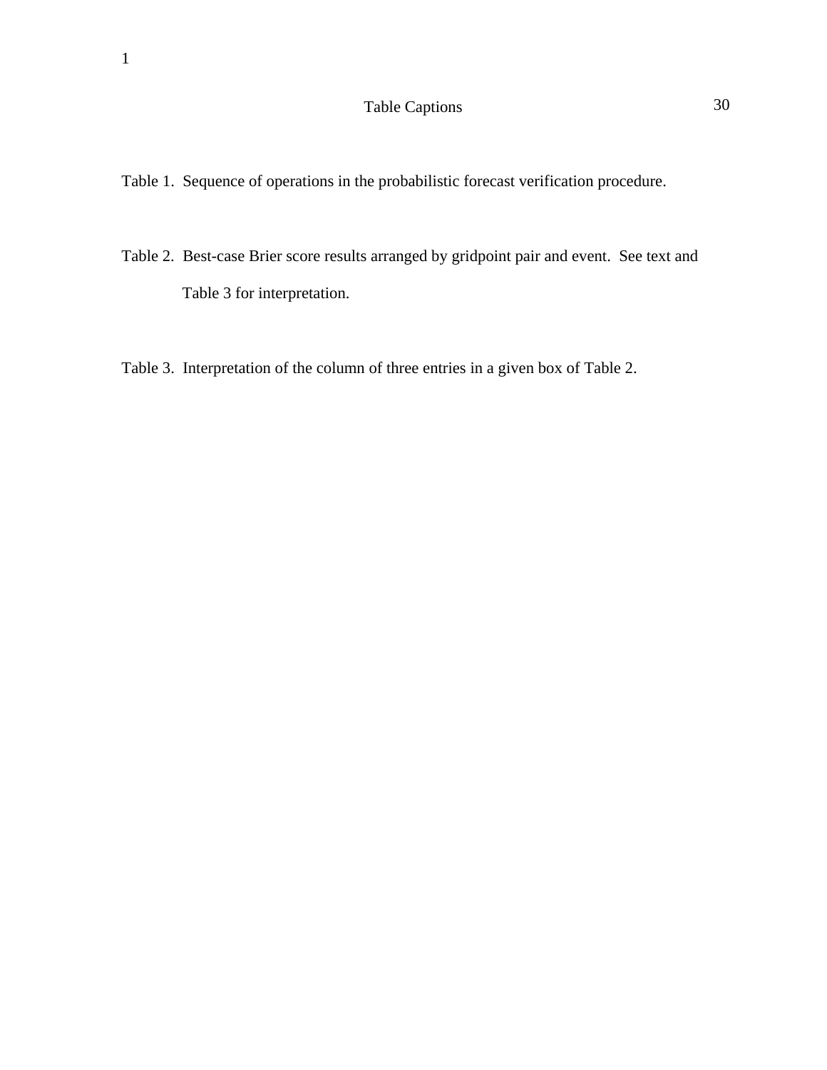# Table Captions

Table 1. Sequence of operations in the probabilistic forecast verification procedure.

Table 2. Best-case Brier score results arranged by gridpoint pair and event. See text and Table 3 for interpretation.

Table 3. Interpretation of the column of three entries in a given box of Table 2.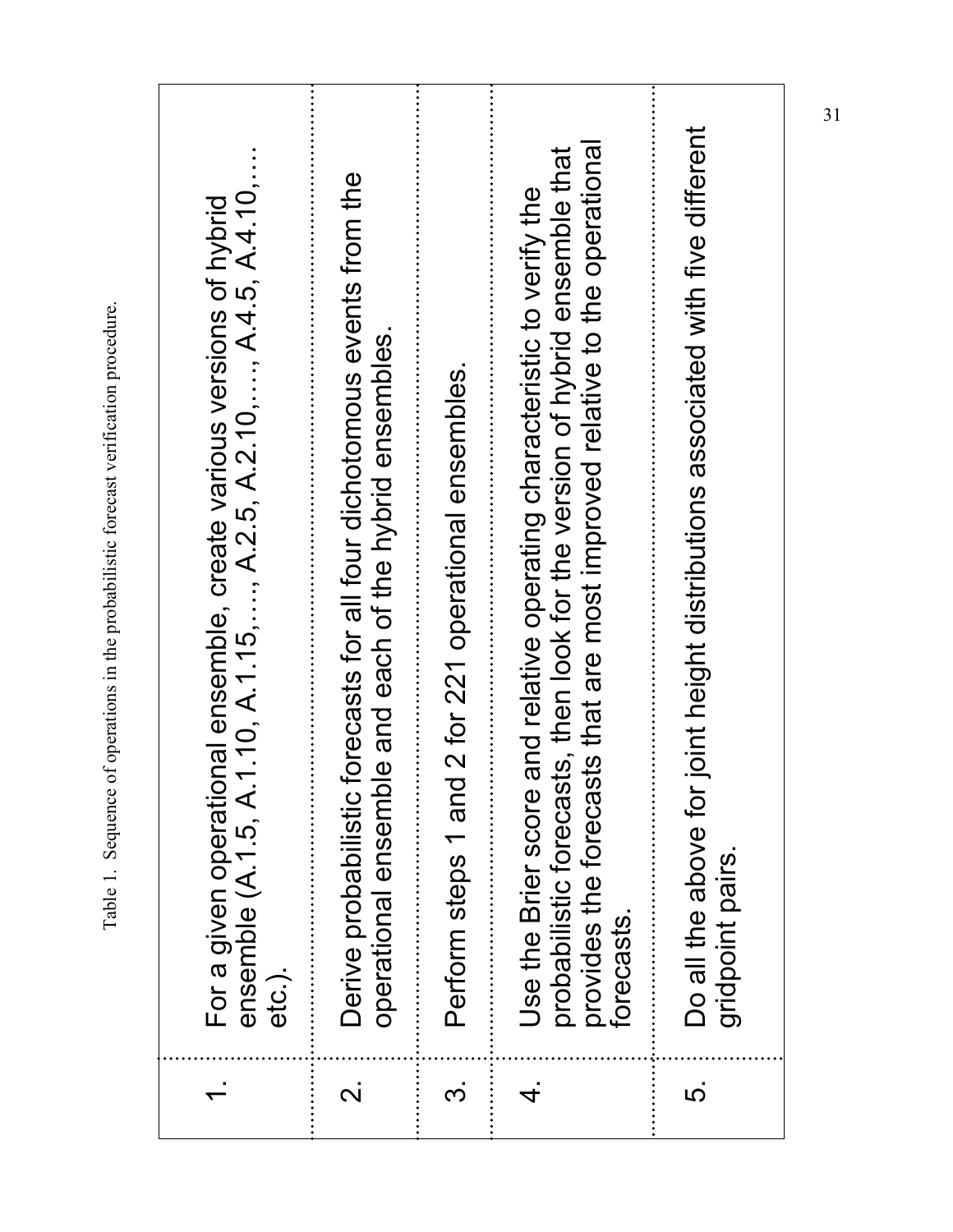Table 1. Sequence of operations in the probabilistic forecast verification procedure.

| | |
|---|---|
| 1. | For a given operational ensemble, create various versions of hybrid ensemble (A.1.5, A.1.10, A.1.15,…., A.2.5, A.2.10,…., A.4.5, A.4.10,…. etc.). |
| 2. | Derive probabilistic forecasts for all four dichotomous events from the operational ensemble and each of the hybrid ensembles. |
| 3. | Perform steps 1 and 2 for 221 operational ensembles. |
| 4. | Use the Brier score and relative operating characteristic to verify the probabilistic forecasts, then look for the version of hybrid ensemble that provides the forecasts that are most improved relative to the operational forecasts. |
| 5. | Do all the above for joint height distributions associated with five different gridpoint pairs. |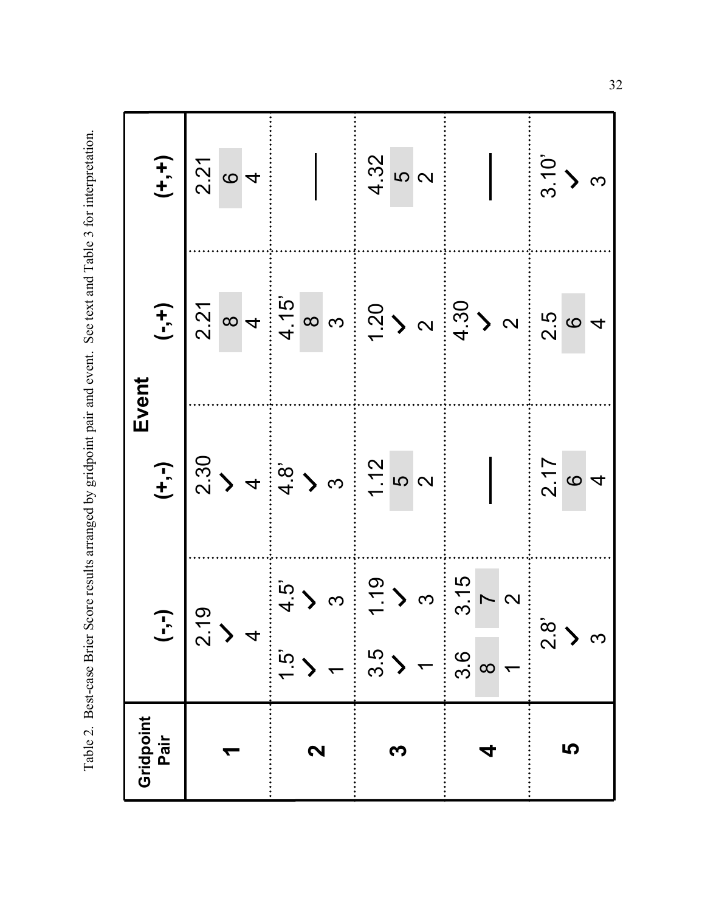Table 2. Best-case Brier Score results arranged by gridpoint pair and event. See text and Table 3 for interpretation.

| Gridpoint Pair | Event | | | |
|---|---|---|---|---|
| | (-,-) | (+,-) | (-,+) | (+,+) |
| **1** | 2.19<br>✓<br>4 | 2.30<br>✓<br>4 | 2.21<br>8<br>4 | 2.21<br>6<br>4 |
| **2** | 1.5'<br>✓<br>1 &nbsp;&nbsp; 4.5'<br>✓<br>3 | 4.8'<br>✓<br>3 | 4.15'<br>8<br>3 | — |
| **3** | 3.5<br>✓<br>1 &nbsp;&nbsp; 1.19<br>✓<br>3 | 1.12<br>5<br>2 | 1.20<br>✓<br>2 | 4.32<br>5<br>2 |
| **4** | 3.6<br>8<br>1 &nbsp;&nbsp; 3.15<br>7<br>2 | — | 4.30<br>✓<br>2 | — |
| **5** | 2.8'<br>✓<br>3 | 2.17<br>6<br>4 | 2.5<br>6<br>4 | 3.10'<br>✓<br>3 |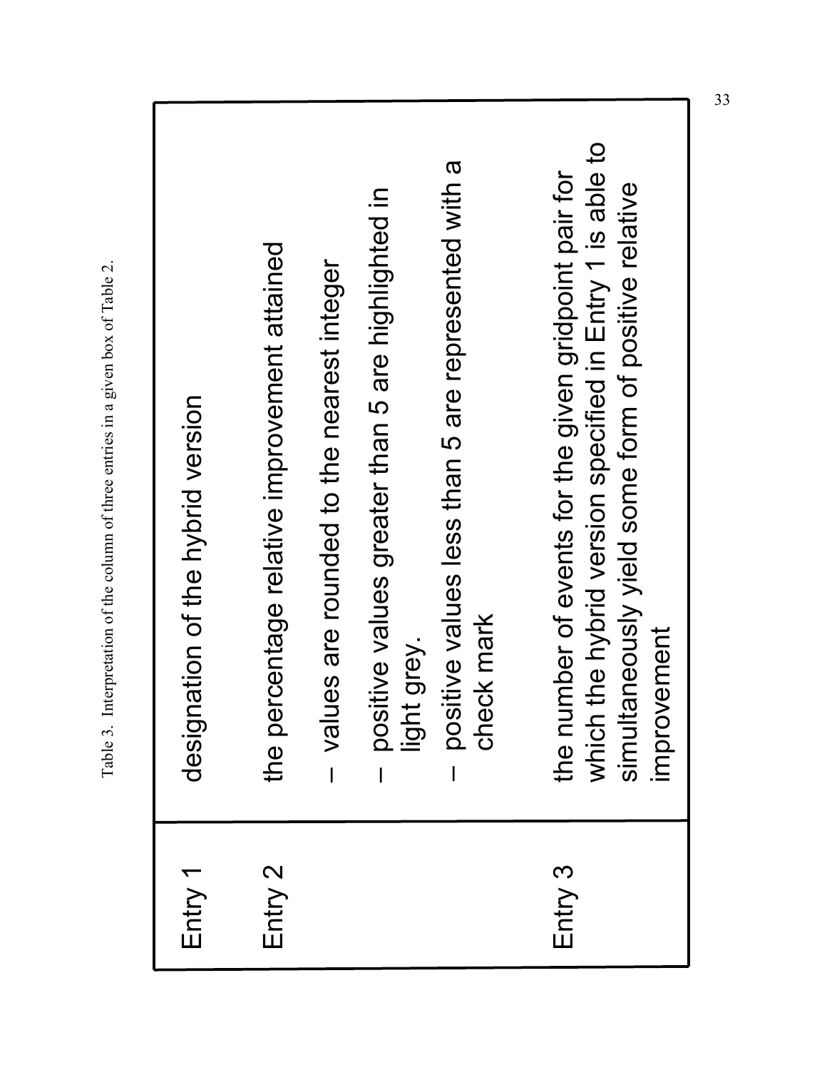Table 3. Interpretation of the column of three entries in a given box of Table 2.

| | |
|---|---|
| Entry 1 | designation of the hybrid version |
| Entry 2 | the percentage relative improvement attained<br>– values are rounded to the nearest integer<br>– positive values greater than 5 are highlighted in light grey.<br>– positive values less than 5 are represented with a check mark |
| Entry 3 | the number of events for the given gridpoint pair for which the hybrid version specified in Entry 1 is able to simultaneously yield some form of positive relative improvement |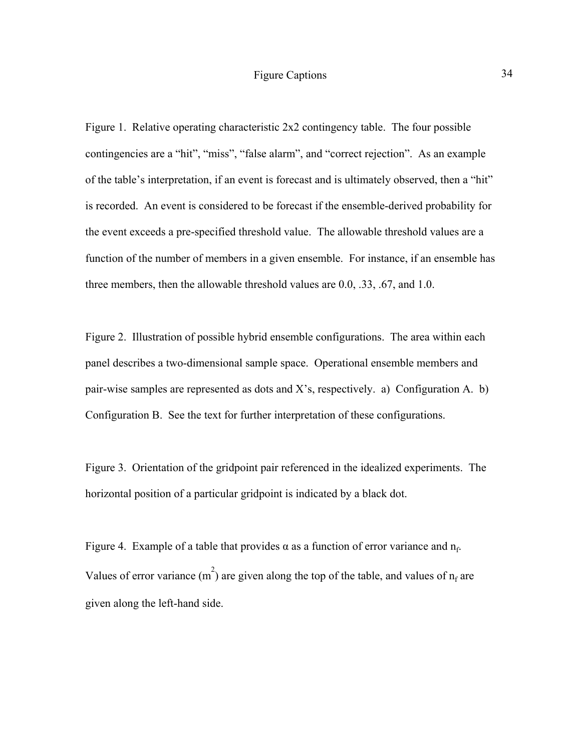# Figure Captions

Figure 1. Relative operating characteristic 2x2 contingency table. The four possible contingencies are a "hit", "miss", "false alarm", and "correct rejection". As an example of the table's interpretation, if an event is forecast and is ultimately observed, then a "hit" is recorded. An event is considered to be forecast if the ensemble-derived probability for the event exceeds a pre-specified threshold value. The allowable threshold values are a function of the number of members in a given ensemble. For instance, if an ensemble has three members, then the allowable threshold values are 0.0, .33, .67, and 1.0.

Figure 2. Illustration of possible hybrid ensemble configurations. The area within each panel describes a two-dimensional sample space. Operational ensemble members and pair-wise samples are represented as dots and X's, respectively. a) Configuration A. b) Configuration B. See the text for further interpretation of these configurations.

Figure 3. Orientation of the gridpoint pair referenced in the idealized experiments. The horizontal position of a particular gridpoint is indicated by a black dot.

Figure 4. Example of a table that provides $\alpha$ as a function of error variance and $n_f$. Values of error variance ($m^2$) are given along the top of the table, and values of $n_f$ are given along the left-hand side.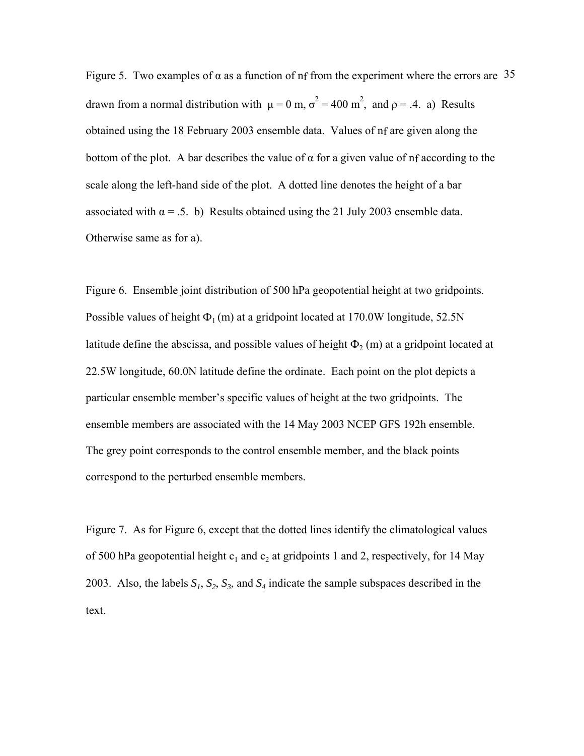Figure 5. Two examples of α as a function of nƒ from the experiment where the errors are drawn from a normal distribution with $\mu = 0$ m, $\sigma^2 = 400$ m$^2$, and $\rho = .4$. a) Results obtained using the 18 February 2003 ensemble data. Values of nƒ are given along the bottom of the plot. A bar describes the value of α for a given value of nƒ according to the scale along the left-hand side of the plot. A dotted line denotes the height of a bar associated with $\alpha = .5$. b) Results obtained using the 21 July 2003 ensemble data. Otherwise same as for a).

Figure 6. Ensemble joint distribution of 500 hPa geopotential height at two gridpoints. Possible values of height $\Phi_1$ (m) at a gridpoint located at 170.0W longitude, 52.5N latitude define the abscissa, and possible values of height $\Phi_2$ (m) at a gridpoint located at 22.5W longitude, 60.0N latitude define the ordinate. Each point on the plot depicts a particular ensemble member's specific values of height at the two gridpoints. The ensemble members are associated with the 14 May 2003 NCEP GFS 192h ensemble. The grey point corresponds to the control ensemble member, and the black points correspond to the perturbed ensemble members.

Figure 7. As for Figure 6, except that the dotted lines identify the climatological values of 500 hPa geopotential height $c_1$ and $c_2$ at gridpoints 1 and 2, respectively, for 14 May 2003. Also, the labels $S_1$, $S_2$, $S_3$, and $S_4$ indicate the sample subspaces described in the text.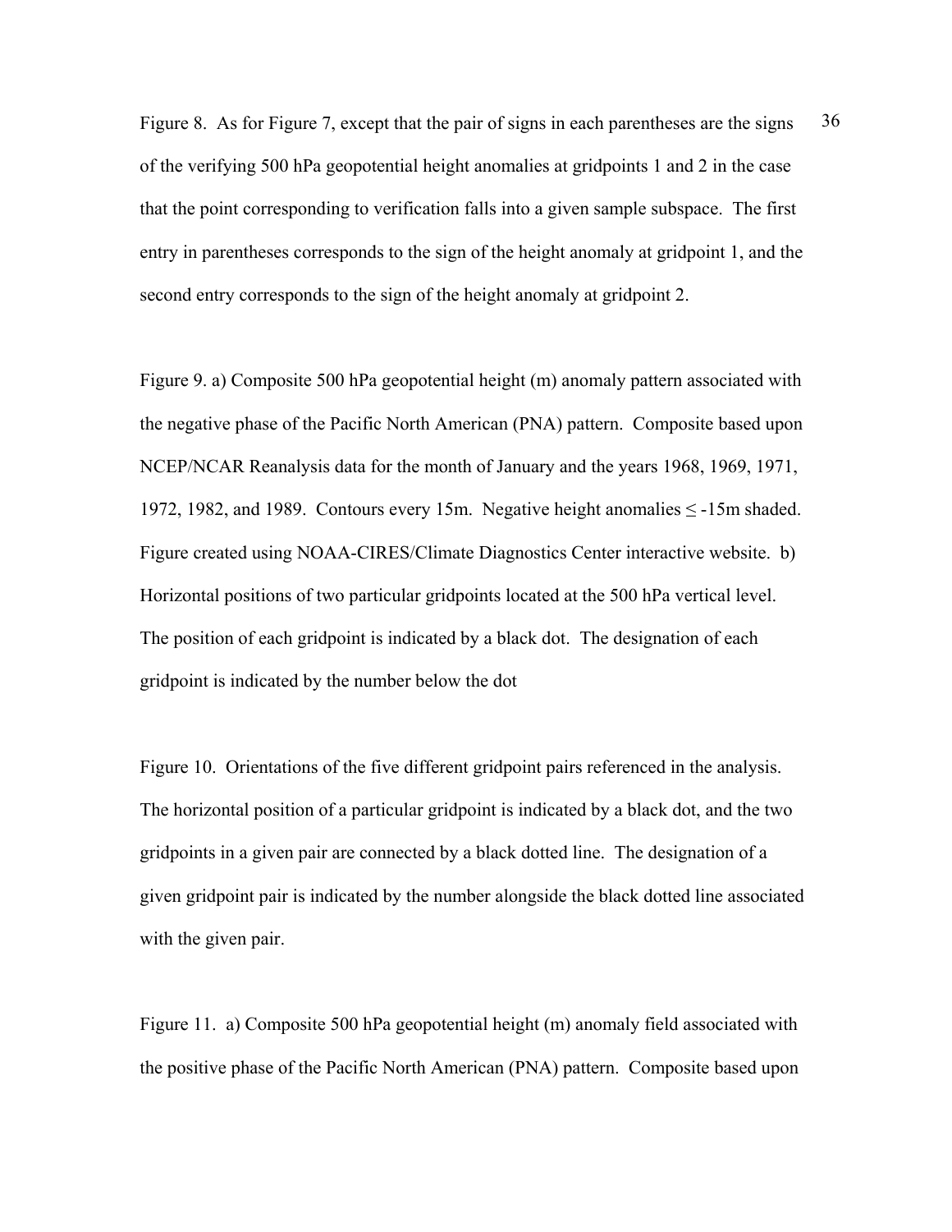Figure 8. As for Figure 7, except that the pair of signs in each parentheses are the signs of the verifying 500 hPa geopotential height anomalies at gridpoints 1 and 2 in the case that the point corresponding to verification falls into a given sample subspace. The first entry in parentheses corresponds to the sign of the height anomaly at gridpoint 1, and the second entry corresponds to the sign of the height anomaly at gridpoint 2.

Figure 9. a) Composite 500 hPa geopotential height (m) anomaly pattern associated with the negative phase of the Pacific North American (PNA) pattern. Composite based upon NCEP/NCAR Reanalysis data for the month of January and the years 1968, 1969, 1971, 1972, 1982, and 1989. Contours every 15m. Negative height anomalies $\leq$ -15m shaded. Figure created using NOAA-CIRES/Climate Diagnostics Center interactive website. b) Horizontal positions of two particular gridpoints located at the 500 hPa vertical level. The position of each gridpoint is indicated by a black dot. The designation of each gridpoint is indicated by the number below the dot

Figure 10. Orientations of the five different gridpoint pairs referenced in the analysis. The horizontal position of a particular gridpoint is indicated by a black dot, and the two gridpoints in a given pair are connected by a black dotted line. The designation of a given gridpoint pair is indicated by the number alongside the black dotted line associated with the given pair.

Figure 11. a) Composite 500 hPa geopotential height (m) anomaly field associated with the positive phase of the Pacific North American (PNA) pattern. Composite based upon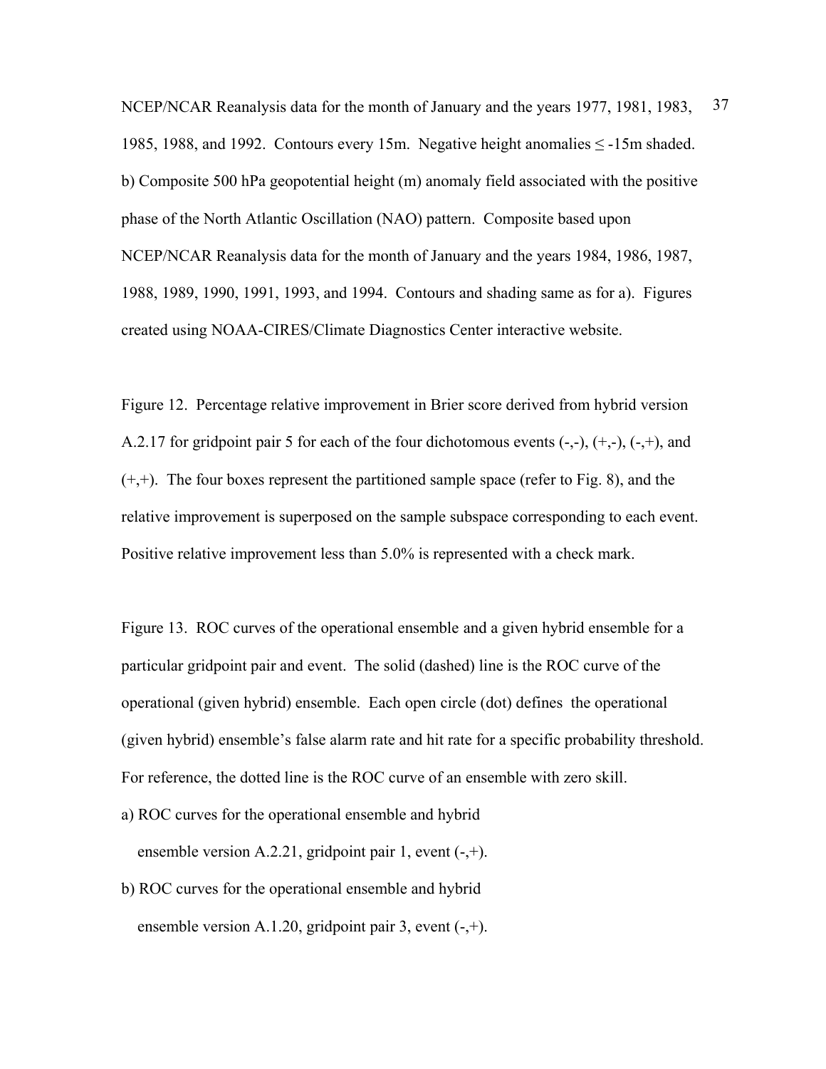NCEP/NCAR Reanalysis data for the month of January and the years 1977, 1981, 1983, 1985, 1988, and 1992. Contours every 15m. Negative height anomalies ≤ -15m shaded. b) Composite 500 hPa geopotential height (m) anomaly field associated with the positive phase of the North Atlantic Oscillation (NAO) pattern. Composite based upon NCEP/NCAR Reanalysis data for the month of January and the years 1984, 1986, 1987, 1988, 1989, 1990, 1991, 1993, and 1994. Contours and shading same as for a). Figures created using NOAA-CIRES/Climate Diagnostics Center interactive website.

Figure 12. Percentage relative improvement in Brier score derived from hybrid version A.2.17 for gridpoint pair 5 for each of the four dichotomous events (-,-), (+,-), (-,+), and (+,+). The four boxes represent the partitioned sample space (refer to Fig. 8), and the relative improvement is superposed on the sample subspace corresponding to each event. Positive relative improvement less than 5.0% is represented with a check mark.

Figure 13. ROC curves of the operational ensemble and a given hybrid ensemble for a particular gridpoint pair and event. The solid (dashed) line is the ROC curve of the operational (given hybrid) ensemble. Each open circle (dot) defines the operational (given hybrid) ensemble's false alarm rate and hit rate for a specific probability threshold. For reference, the dotted line is the ROC curve of an ensemble with zero skill.

a) ROC curves for the operational ensemble and hybrid ensemble version A.2.21, gridpoint pair 1, event (-,+).

b) ROC curves for the operational ensemble and hybrid ensemble version A.1.20, gridpoint pair 3, event (-,+).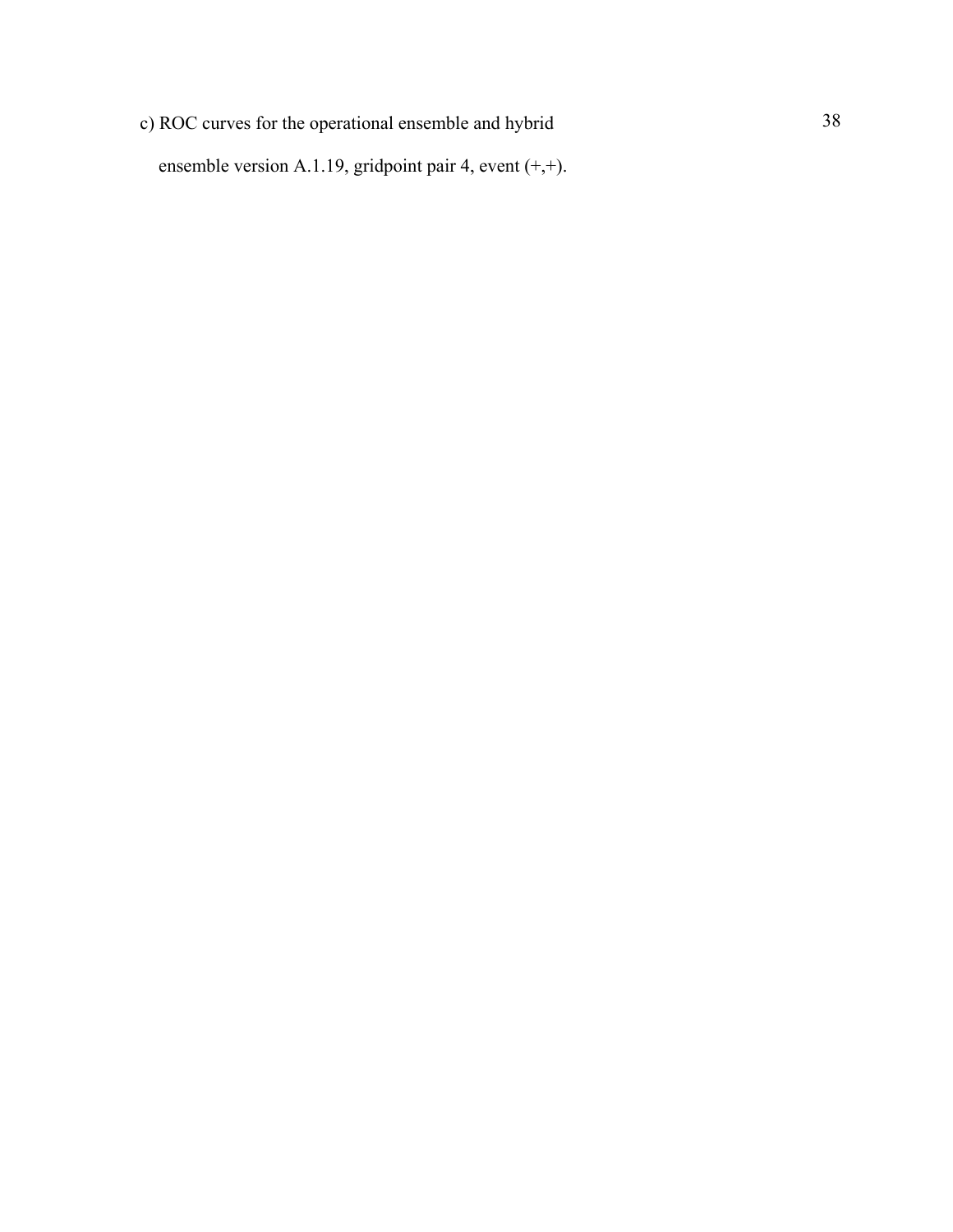c) ROC curves for the operational ensemble and hybrid ensemble version A.1.19, gridpoint pair 4, event (+,+).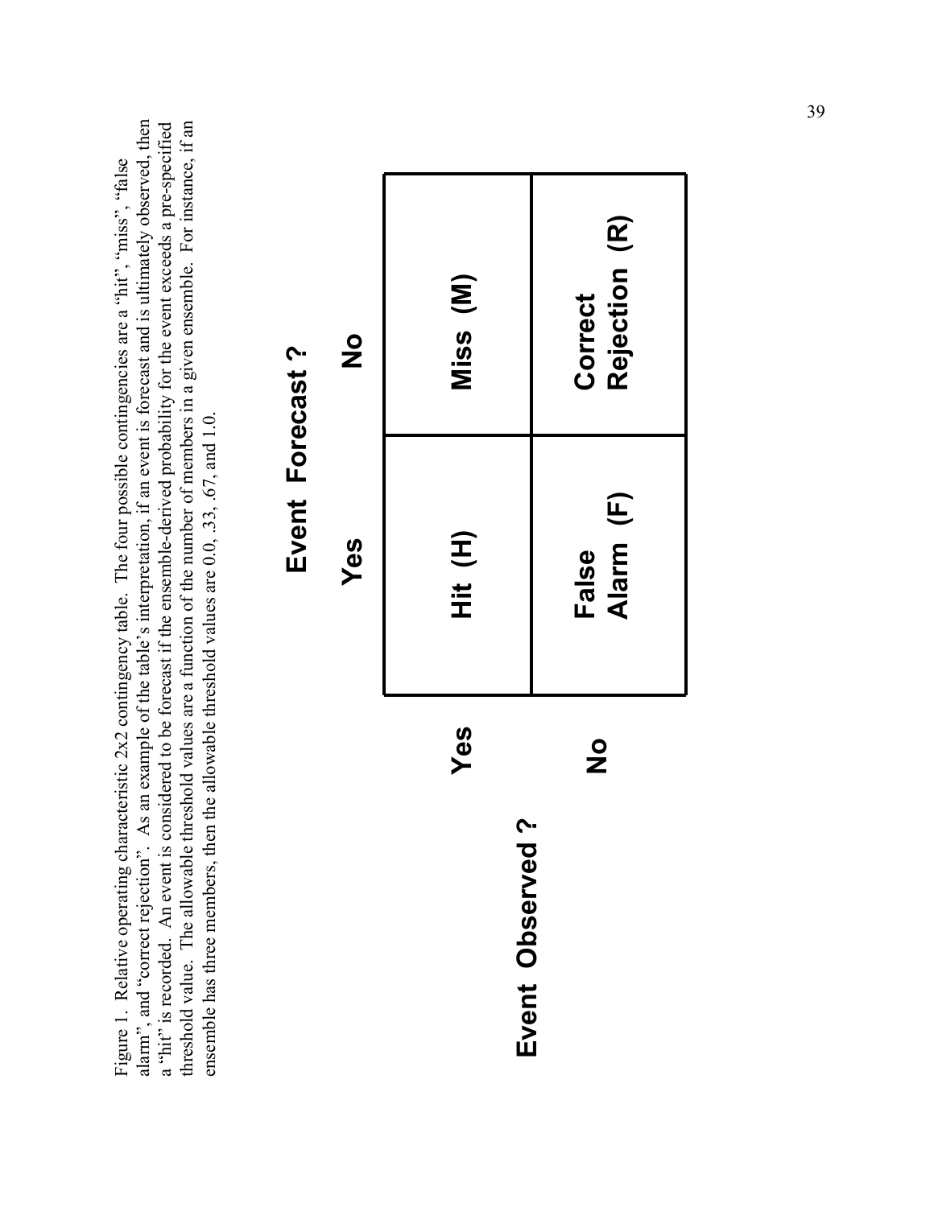Figure 1. Relative operating characteristic 2x2 contingency table. The four possible contingencies are a "hit", "miss", "false alarm", and "correct rejection". As an example of the table's interpretation, if an event is forecast and is ultimately observed, then a "hit" is recorded. An event is considered to be forecast if the ensemble-derived probability for the event exceeds a pre-specified threshold value. The allowable threshold values are a function of the number of members in a given ensemble. For instance, if an ensemble has three members, then the allowable threshold values are 0.0, .33, .67, and 1.0.

| Event Observed ? | Event Forecast ? Yes | Event Forecast ? No |
|---|---|---|
| Yes | Hit (H) | Miss (M) |
| No | False Alarm (F) | Correct Rejection (R) |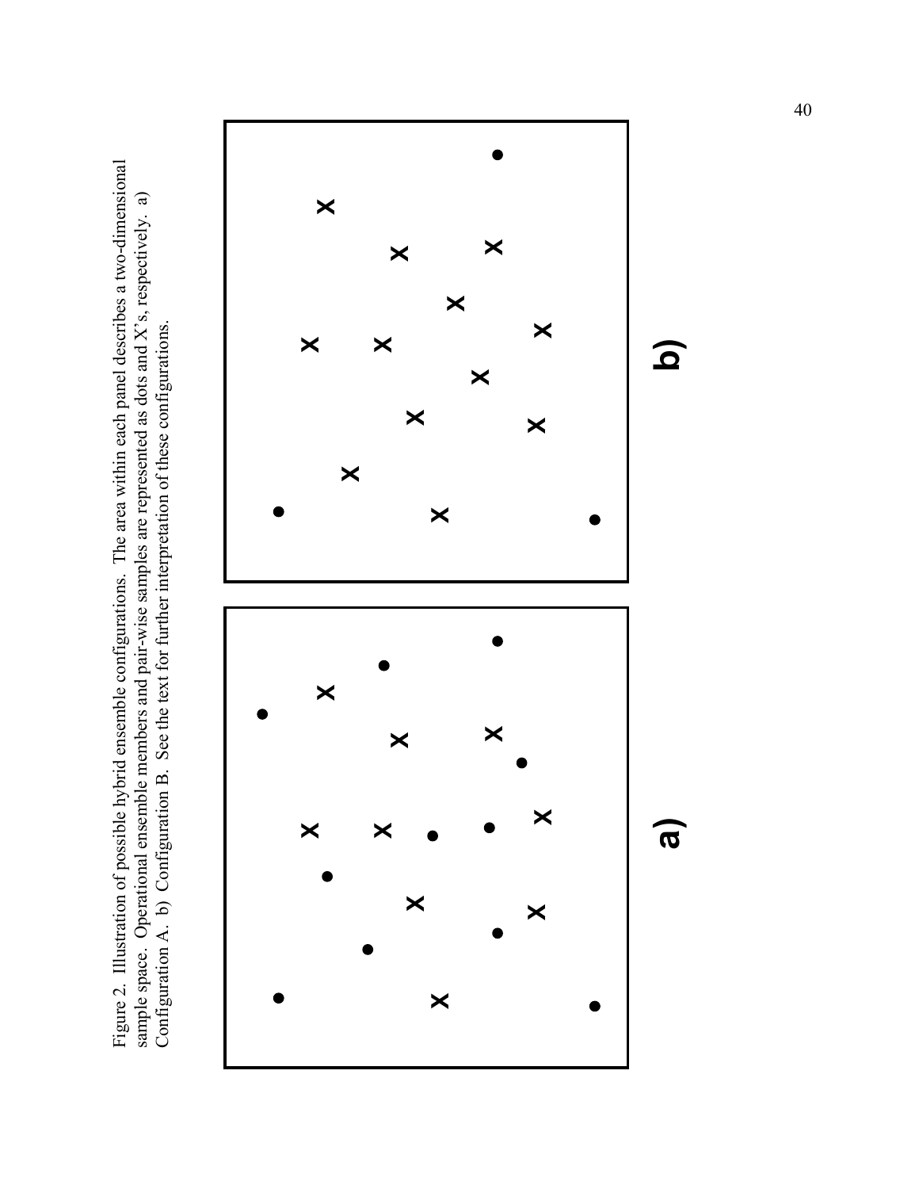Figure 2. Illustration of possible hybrid ensemble configurations. The area within each panel describes a two-dimensional sample space. Operational ensemble members and pair-wise samples are represented as dots and X's, respectively. a) Configuration A. b) Configuration B. See the text for further interpretation of these configurations.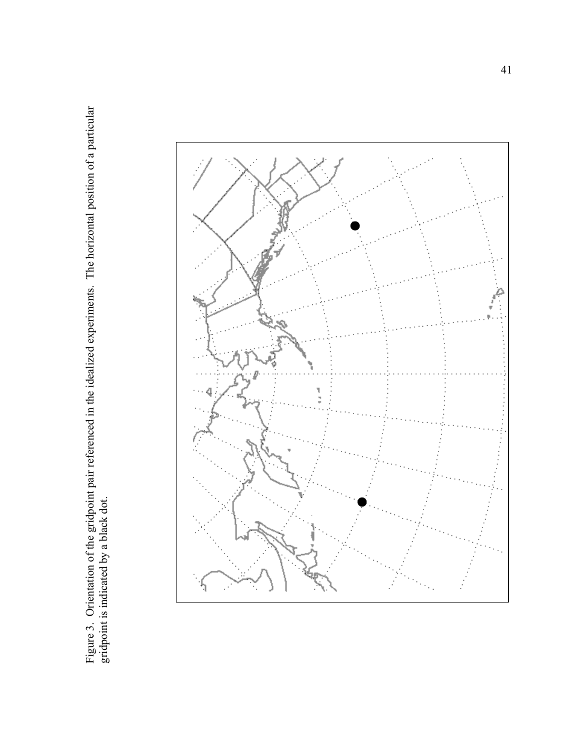Figure 3. Orientation of the gridpoint pair referenced in the idealized experiments. The horizontal position of a particular gridpoint is indicated by a black dot.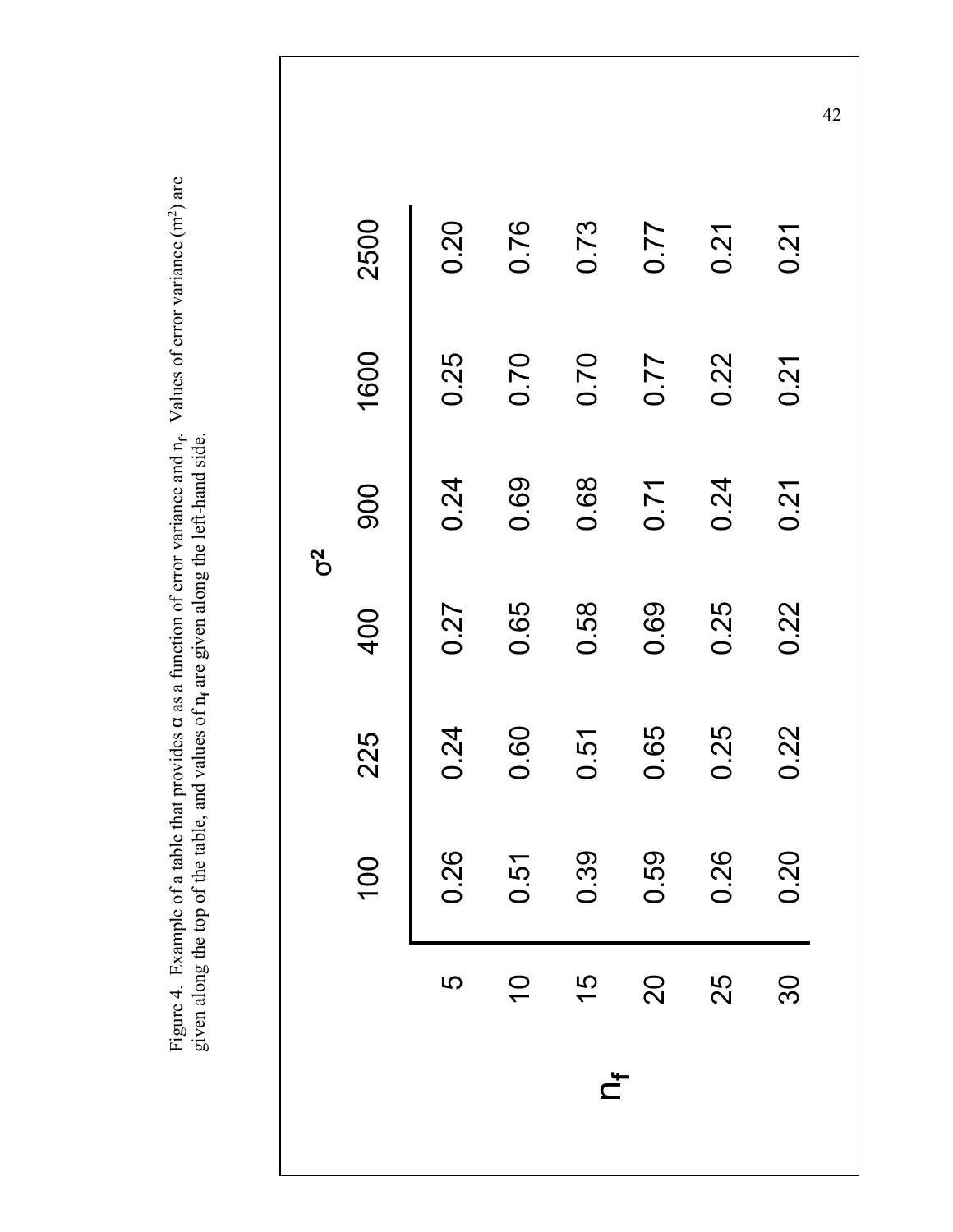Figure 4. Example of a table that provides α as a function of error variance and $n_f$. Values of error variance ($m^2$) are given along the top of the table, and values of $n_f$ are given along the left-hand side.

| $n_f$ \ $\sigma^2$ | 100 | 225 | 400 | 900 | 1600 | 2500 |
|---|---|---|---|---|---|---|
| 5 | 0.26 | 0.24 | 0.27 | 0.24 | 0.25 | 0.20 |
| 10 | 0.51 | 0.60 | 0.65 | 0.69 | 0.70 | 0.76 |
| 15 | 0.39 | 0.51 | 0.58 | 0.68 | 0.70 | 0.73 |
| 20 | 0.59 | 0.65 | 0.69 | 0.71 | 0.77 | 0.77 |
| 25 | 0.26 | 0.25 | 0.25 | 0.24 | 0.22 | 0.21 |
| 30 | 0.20 | 0.22 | 0.22 | 0.21 | 0.21 | 0.21 |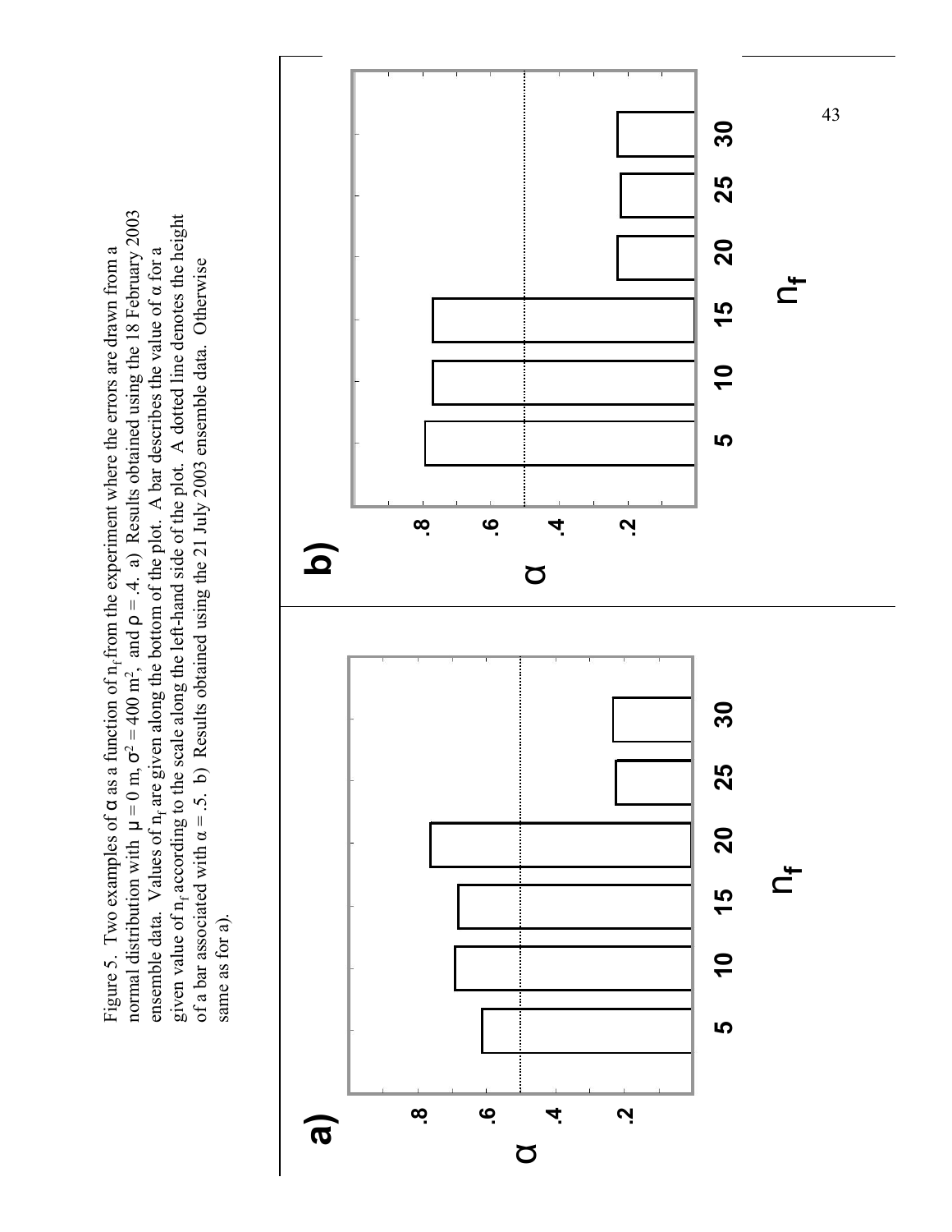Figure 5. Two examples of $\alpha$ as a function of $n_f$ from the experiment where the errors are drawn from a normal distribution with $\mu = 0$ m, $\sigma^2 = 400$ m$^2$, and $\rho = .4$. a) Results obtained using the 18 February 2003 ensemble data. Values of $n_f$ are given along the bottom of the plot. A bar describes the value of $\alpha$ for a given value of $n_f$ according to the scale along the left-hand side of the plot. A dotted line denotes the height of a bar associated with $\alpha = .5$. b) Results obtained using the 21 July 2003 ensemble data. Otherwise same as for a).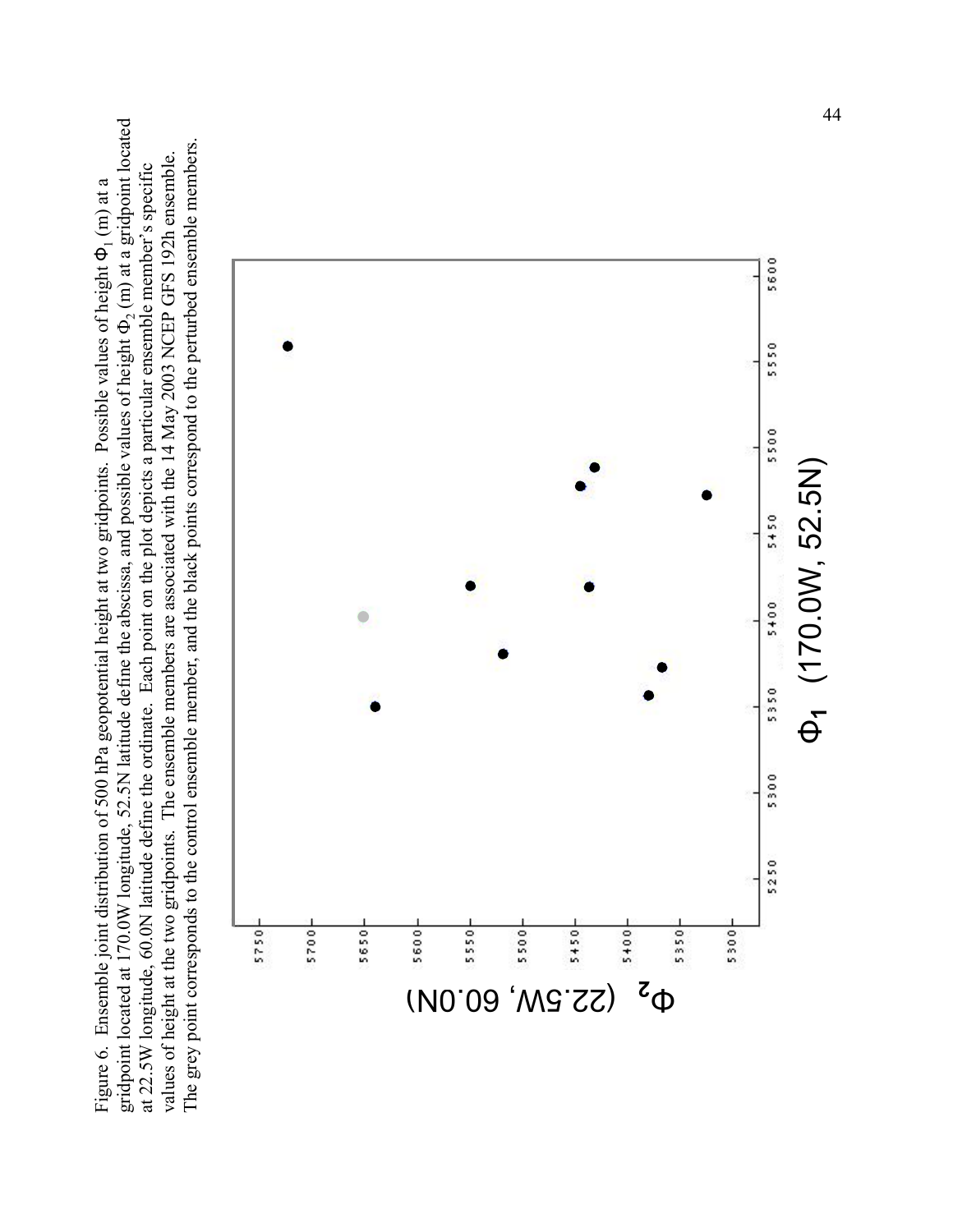Figure 6. Ensemble joint distribution of 500 hPa geopotential height at two gridpoints. Possible values of height $\Phi_1$ (m) at a gridpoint located at 170.0W longitude, 52.5N latitude define the abscissa, and possible values of height $\Phi_2$ (m) at a gridpoint located at 22.5W longitude, 60.0N latitude define the ordinate. Each point on the plot depicts a particular ensemble member's specific values of height at the two gridpoints. The ensemble members are associated with the 14 May 2003 NCEP GFS 192h ensemble. The grey point corresponds to the control ensemble member, and the black points correspond to the perturbed ensemble members.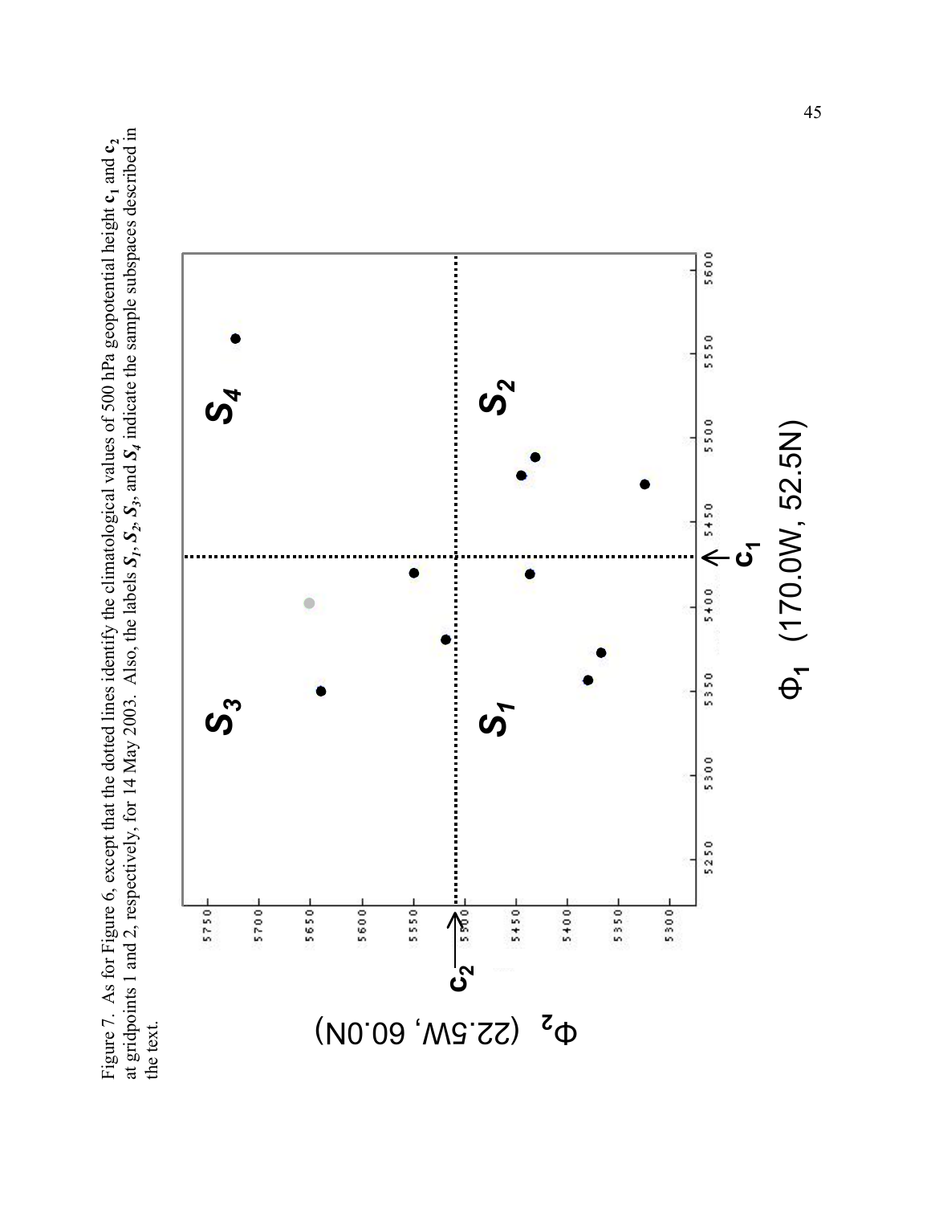Figure 7. As for Figure 6, except that the dotted lines identify the climatological values of 500 hPa geopotential height $\mathbf{c}_1$ and $\mathbf{c}_2$ at gridpoints 1 and 2, respectively, for 14 May 2003. Also, the labels $S_1$, $S_2$, $S_3$, and $S_4$ indicate the sample subspaces described in the text.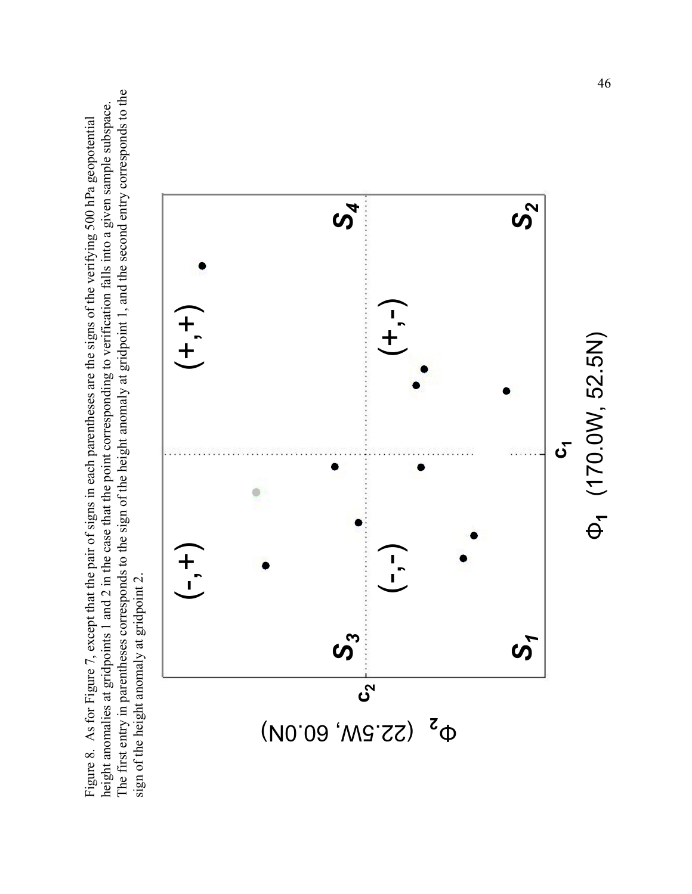Figure 8. As for Figure 7, except that the pair of signs in each parentheses are the signs of the verifying 500 hPa geopotential height anomalies at gridpoints 1 and 2 in the case that the point corresponding to verification falls into a given sample subspace. The first entry in parentheses corresponds to the sign of the height anomaly at gridpoint 1, and the second entry corresponds to the sign of the height anomaly at gridpoint 2.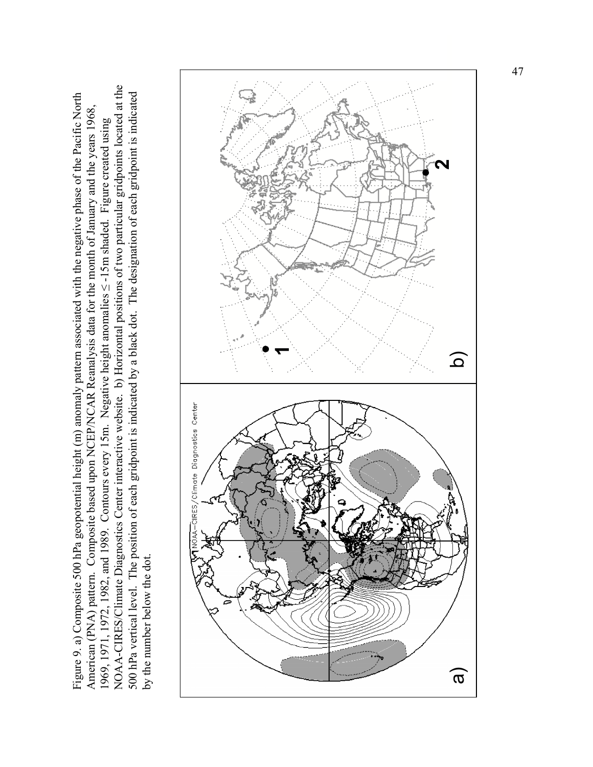Figure 9. a) Composite 500 hPa geopotential height (m) anomaly pattern associated with the negative phase of the Pacific North American (PNA) pattern. Composite based upon NCEP/NCAR Reanalysis data for the month of January and the years 1968, 1969, 1971, 1972, 1982, and 1989. Contours every 15m. Negative height anomalies ≤ -15m shaded. Figure created using NOAA-CIRES/Climate Diagnostics Center interactive website. b) Horizontal positions of two particular gridpoints located at the 500 hPa vertical level. The position of each gridpoint is indicated by a black dot. The designation of each gridpoint is indicated by the number below the dot.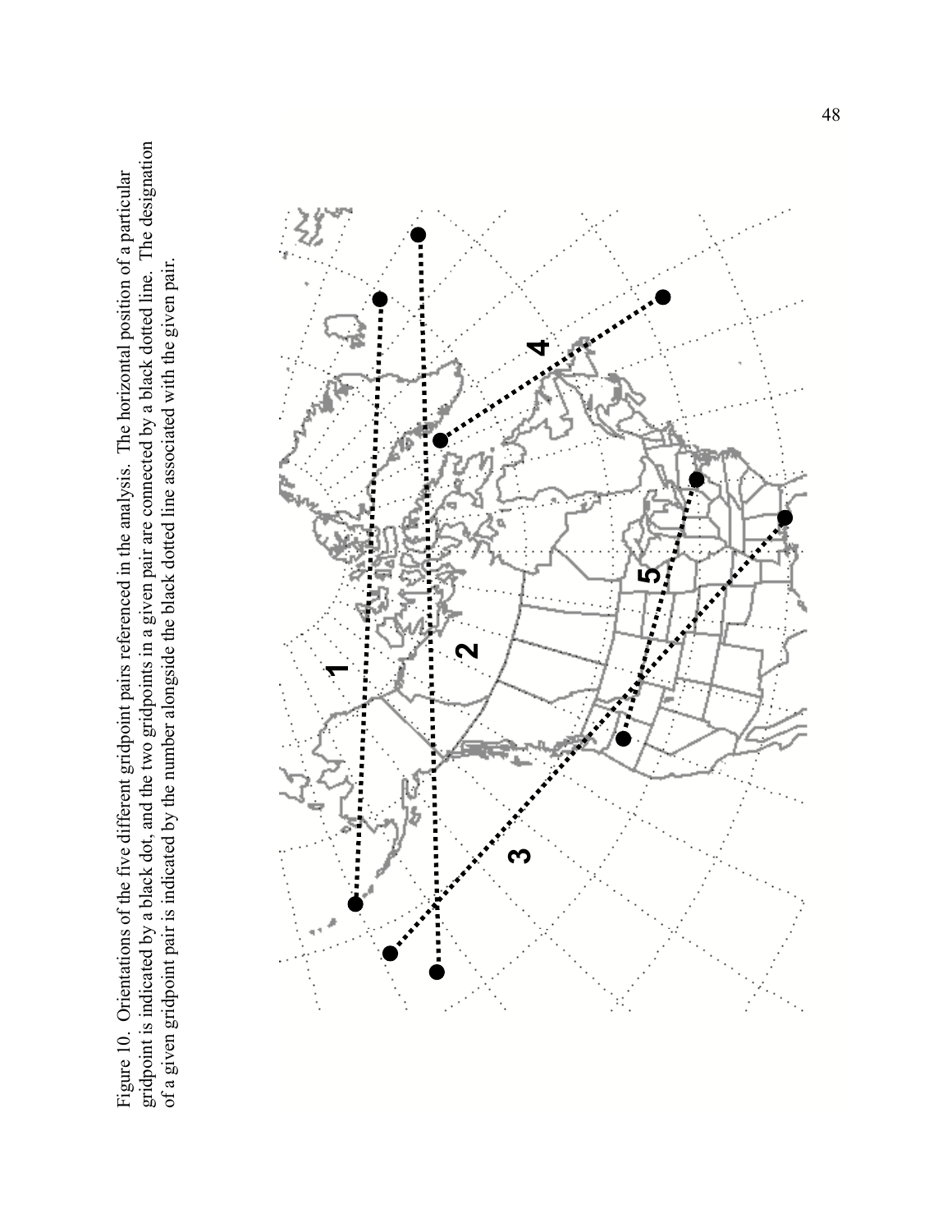Figure 10. Orientations of the five different gridpoint pairs referenced in the analysis. The horizontal position of a particular gridpoint is indicated by a black dot, and the two gridpoints in a given pair are connected by a black dotted line. The designation of a given gridpoint pair is indicated by the number alongside the black dotted line associated with the given pair.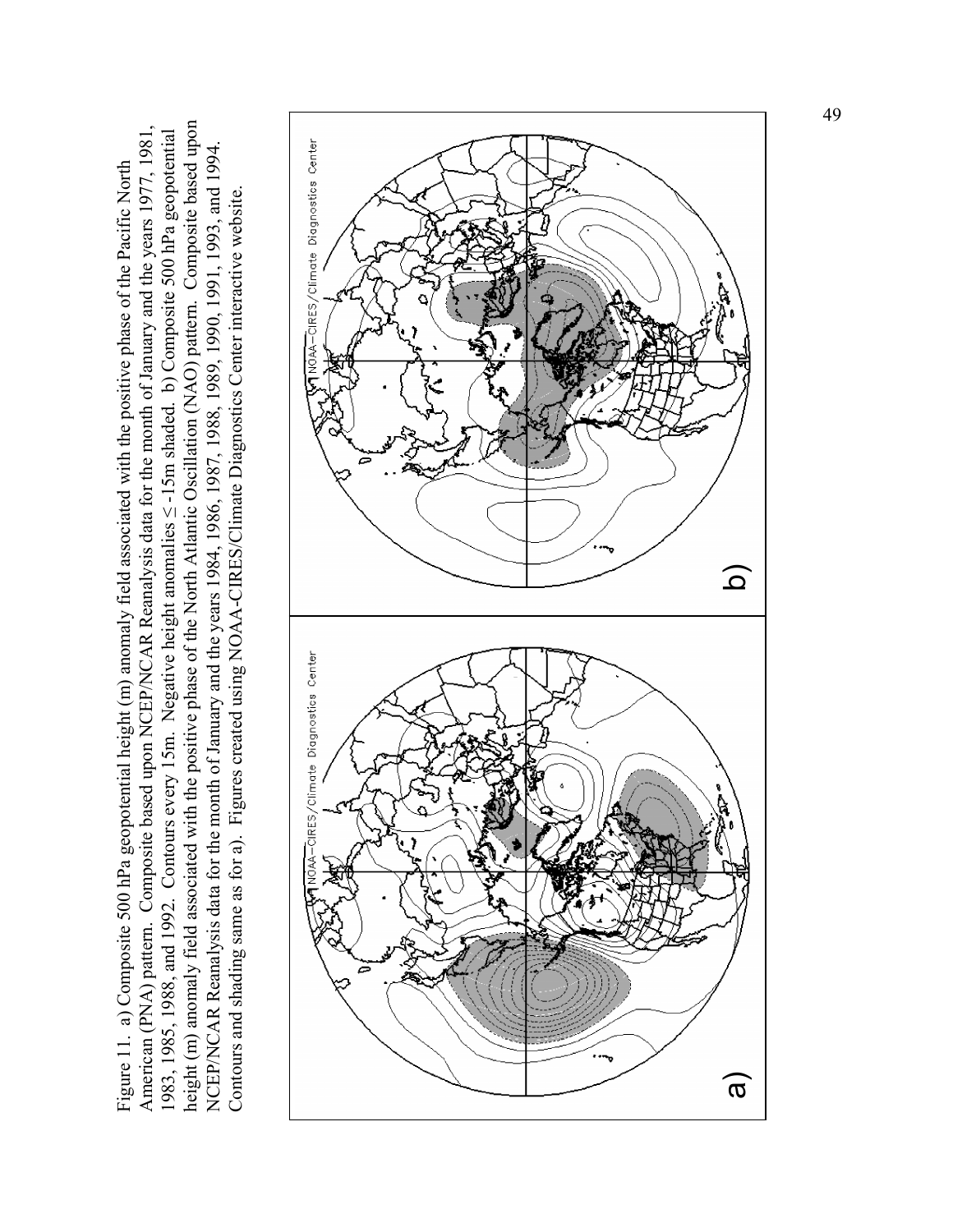Figure 11. a) Composite 500 hPa geopotential height (m) anomaly field associated with the positive phase of the Pacific North American (PNA) pattern. Composite based upon NCEP/NCAR Reanalysis data for the month of January and the years 1977, 1981, 1983, 1985, 1988, and 1992. Contours every 15m. Negative height anomalies ≤ -15m shaded. b) Composite 500 hPa geopotential height (m) anomaly field associated with the positive phase of the North Atlantic Oscillation (NAO) pattern. Composite based upon NCEP/NCAR Reanalysis data for the month of January and the years 1984, 1986, 1987, 1988, 1989, 1990, 1991, 1993, and 1994. Contours and shading same as for a). Figures created using NOAA-CIRES/Climate Diagnostics Center interactive website.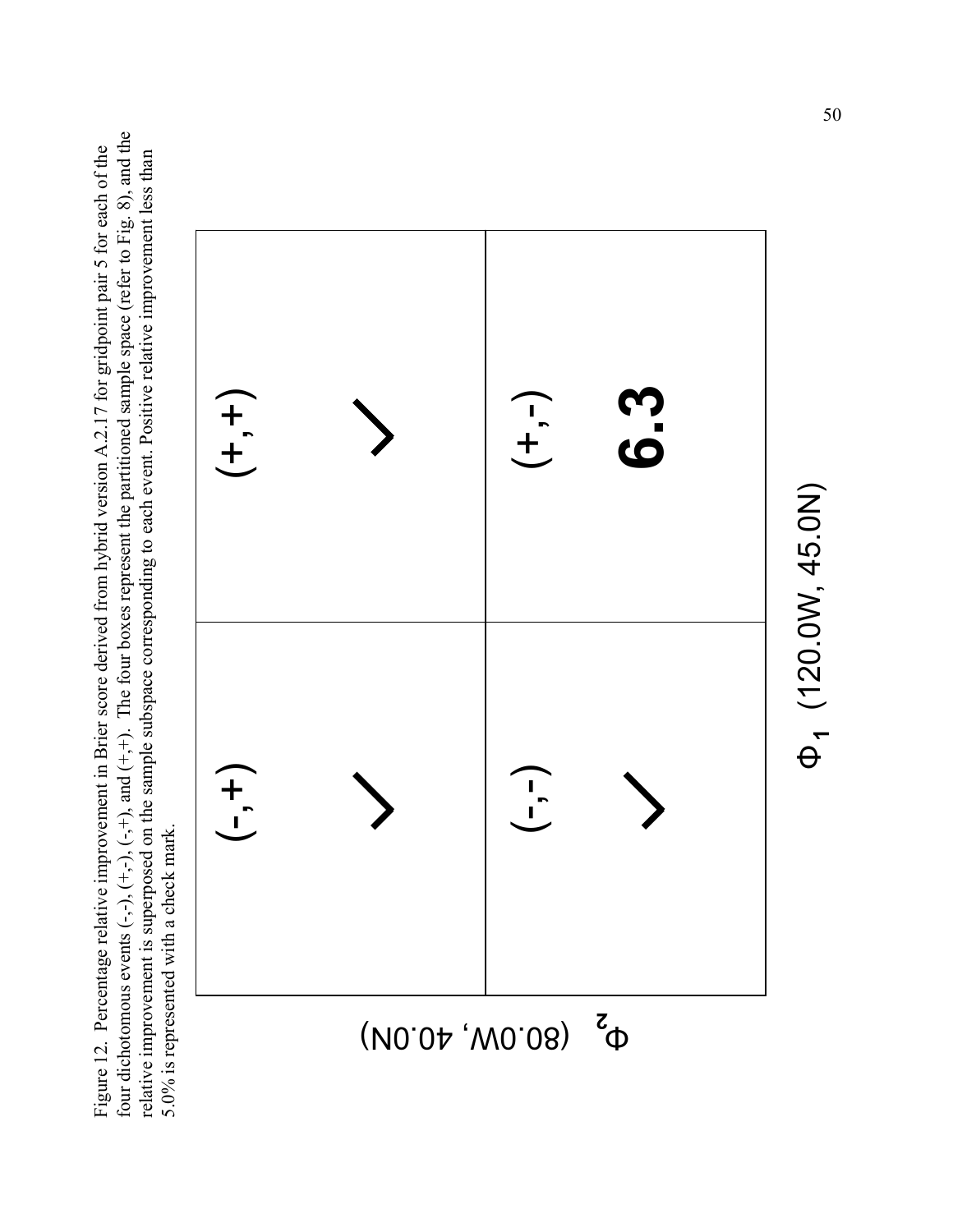Figure 12. Percentage relative improvement in Brier score derived from hybrid version A.2.17 for gridpoint pair 5 for each of the four dichotomous events (-,-), (+,-), (-,+), and (+,+). The four boxes represent the partitioned sample space (refer to Fig. 8), and the relative improvement is superposed on the sample subspace corresponding to each event. Positive relative improvement less than 5.0% is represented with a check mark.

| $\Phi_2$ (80.0W, 40.0N) | | |
|---|---|---|
| | (-,+) ✓ | (+,+) ✓ |
| | (-,-) ✓ | (+,-) **6.3** |

$\Phi_1$ (120.0W, 45.0N)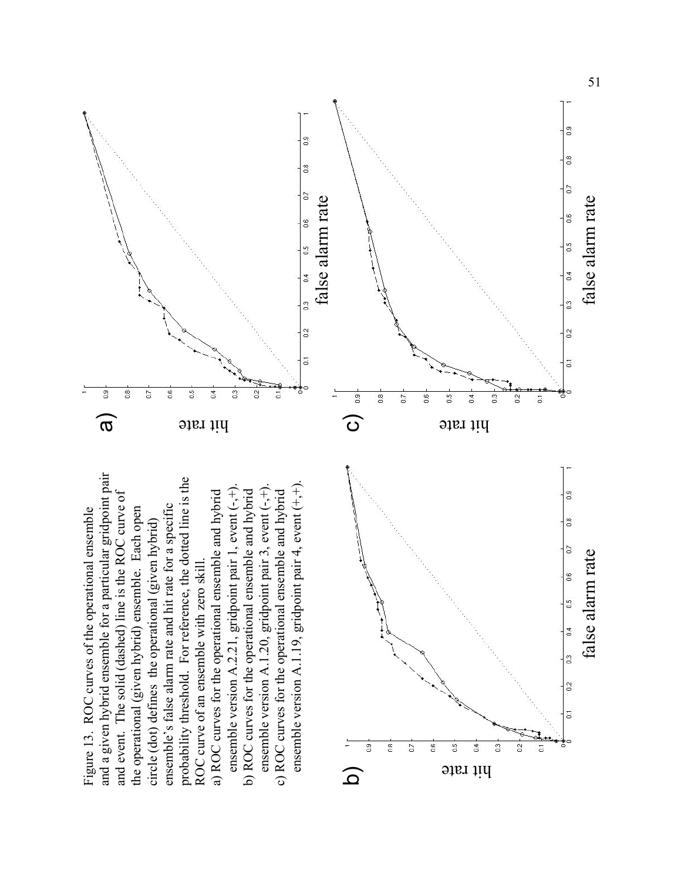Figure 13. ROC curves of the operational ensemble and a given hybrid ensemble for a particular gridpoint pair and event. The solid (dashed) line is the ROC curve of the operational (given hybrid) ensemble. Each open circle (dot) defines the operational (given hybrid) ensemble's false alarm rate and hit rate for a specific probability threshold. For reference, the dotted line is the ROC curve of an ensemble with zero skill.

a) ROC curves for the operational ensemble and hybrid ensemble version A.2.21, gridpoint pair 1, event (-,+).

b) ROC curves for the operational ensemble and hybrid ensemble version A.1.20, gridpoint pair 3, event (-,+).

c) ROC curves for the operational ensemble and hybrid ensemble version A.1.19, gridpoint pair 4, event (+,+).

a)

hit rate

0 0.1 0.2 0.3 0.4 0.5 0.6 0.7 0.8 0.9 1

false alarm rate

0 0.1 0.2 0.3 0.4 0.5 0.6 0.7 0.8 0.9 1

b)

hit rate

0 0.1 0.2 0.3 0.4 0.5 0.6 0.7 0.8 0.9 1

false alarm rate

0 0.1 0.2 0.3 0.4 0.5 0.6 0.7 0.8 0.9 1

c)

hit rate

0 0.1 0.2 0.3 0.4 0.5 0.6 0.7 0.8 0.9 1

false alarm rate

0 0.1 0.2 0.3 0.4 0.5 0.6 0.7 0.8 0.9 1